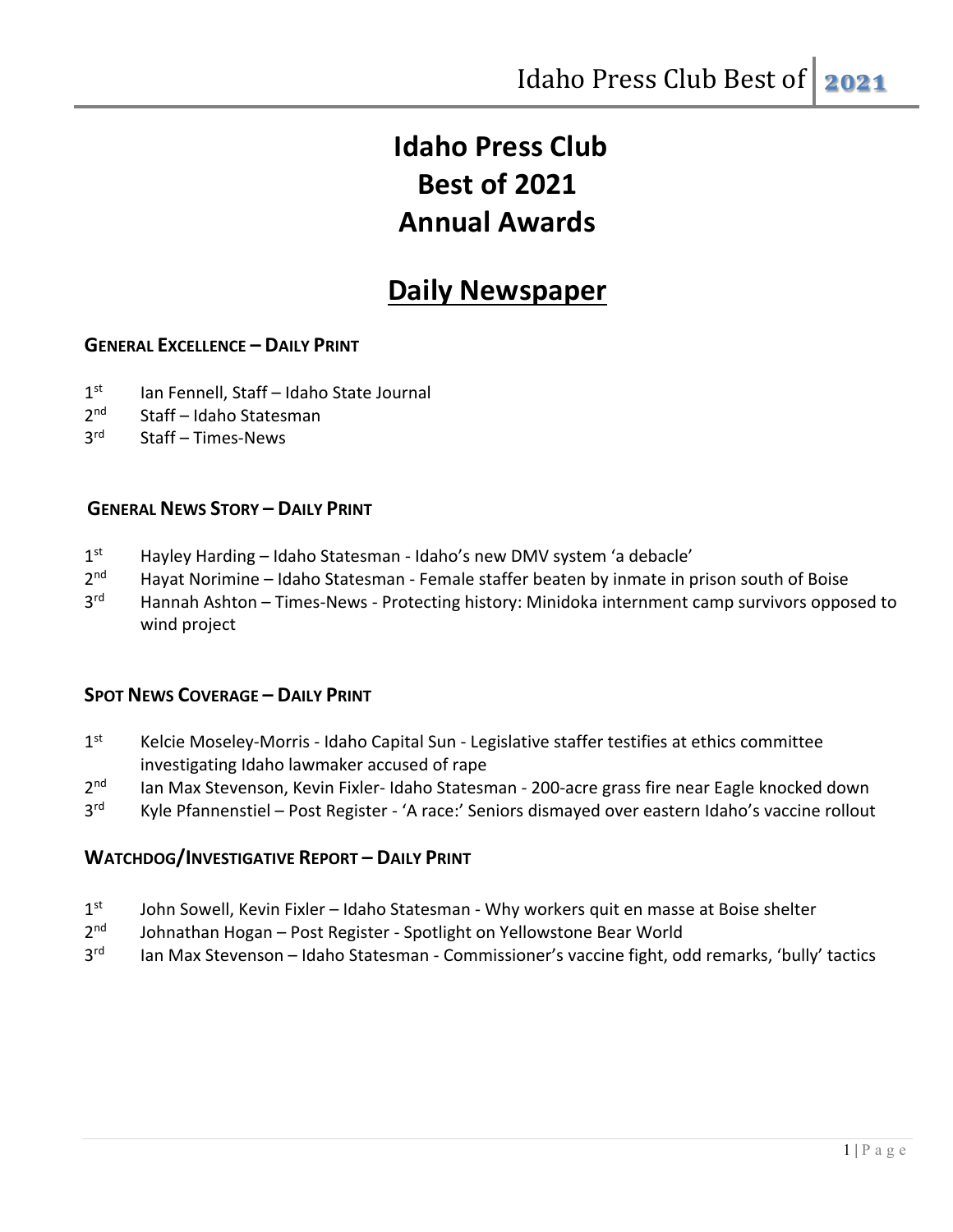# Idaho Press Club
# Best of 2021
# Annual Awards

## Daily Newspaper

### GENERAL EXCELLENCE – DAILY PRINT

1st Ian Fennell, Staff – Idaho State Journal
2nd Staff – Idaho Statesman
3rd Staff – Times-News

### GENERAL NEWS STORY – DAILY PRINT

1st Hayley Harding – Idaho Statesman - Idaho's new DMV system 'a debacle'
2nd Hayat Norimine – Idaho Statesman - Female staffer beaten by inmate in prison south of Boise
3rd Hannah Ashton – Times-News - Protecting history: Minidoka internment camp survivors opposed to wind project

### SPOT NEWS COVERAGE – DAILY PRINT

1st Kelcie Moseley-Morris - Idaho Capital Sun - Legislative staffer testifies at ethics committee investigating Idaho lawmaker accused of rape
2nd Ian Max Stevenson, Kevin Fixler- Idaho Statesman - 200-acre grass fire near Eagle knocked down
3rd Kyle Pfannenstiel – Post Register - 'A race:' Seniors dismayed over eastern Idaho's vaccine rollout

### WATCHDOG/INVESTIGATIVE REPORT – DAILY PRINT

1st John Sowell, Kevin Fixler – Idaho Statesman - Why workers quit en masse at Boise shelter
2nd Johnathan Hogan – Post Register - Spotlight on Yellowstone Bear World
3rd Ian Max Stevenson – Idaho Statesman - Commissioner's vaccine fight, odd remarks, 'bully' tactics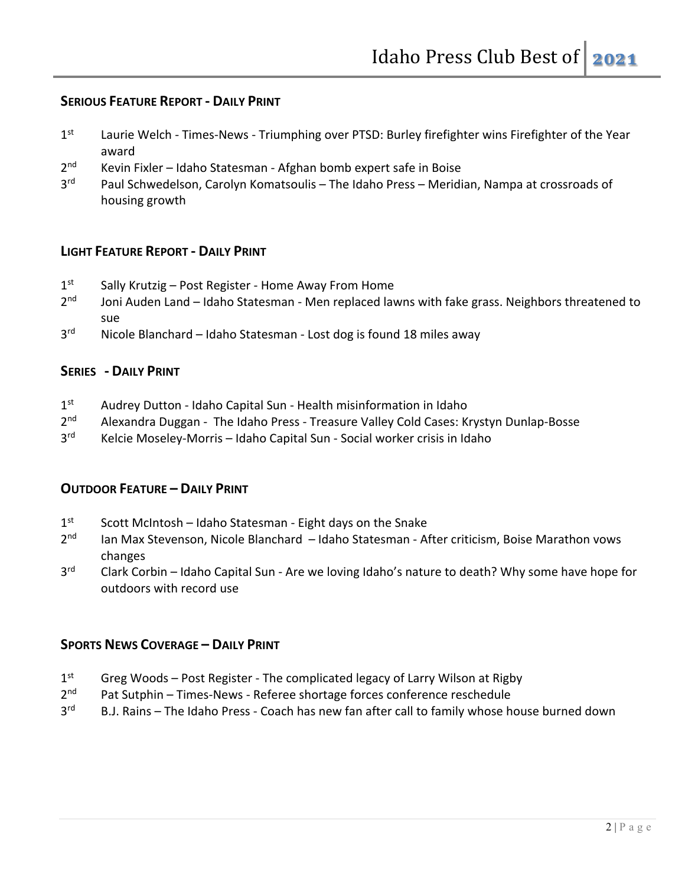## Serious Feature Report - Daily Print

1st Laurie Welch - Times-News - Triumphing over PTSD: Burley firefighter wins Firefighter of the Year award

2nd Kevin Fixler – Idaho Statesman - Afghan bomb expert safe in Boise

3rd Paul Schwedelson, Carolyn Komatsoulis – The Idaho Press – Meridian, Nampa at crossroads of housing growth

## Light Feature Report - Daily Print

1st Sally Krutzig – Post Register - Home Away From Home

2nd Joni Auden Land – Idaho Statesman - Men replaced lawns with fake grass. Neighbors threatened to sue

3rd Nicole Blanchard – Idaho Statesman - Lost dog is found 18 miles away

## Series - Daily Print

1st Audrey Dutton - Idaho Capital Sun - Health misinformation in Idaho

2nd Alexandra Duggan - The Idaho Press - Treasure Valley Cold Cases: Krystyn Dunlap-Bosse

3rd Kelcie Moseley-Morris – Idaho Capital Sun - Social worker crisis in Idaho

## Outdoor Feature – Daily Print

1st Scott McIntosh – Idaho Statesman - Eight days on the Snake

2nd Ian Max Stevenson, Nicole Blanchard – Idaho Statesman - After criticism, Boise Marathon vows changes

3rd Clark Corbin – Idaho Capital Sun - Are we loving Idaho's nature to death? Why some have hope for outdoors with record use

## Sports News Coverage – Daily Print

1st Greg Woods – Post Register - The complicated legacy of Larry Wilson at Rigby

2nd Pat Sutphin – Times-News - Referee shortage forces conference reschedule

3rd B.J. Rains – The Idaho Press - Coach has new fan after call to family whose house burned down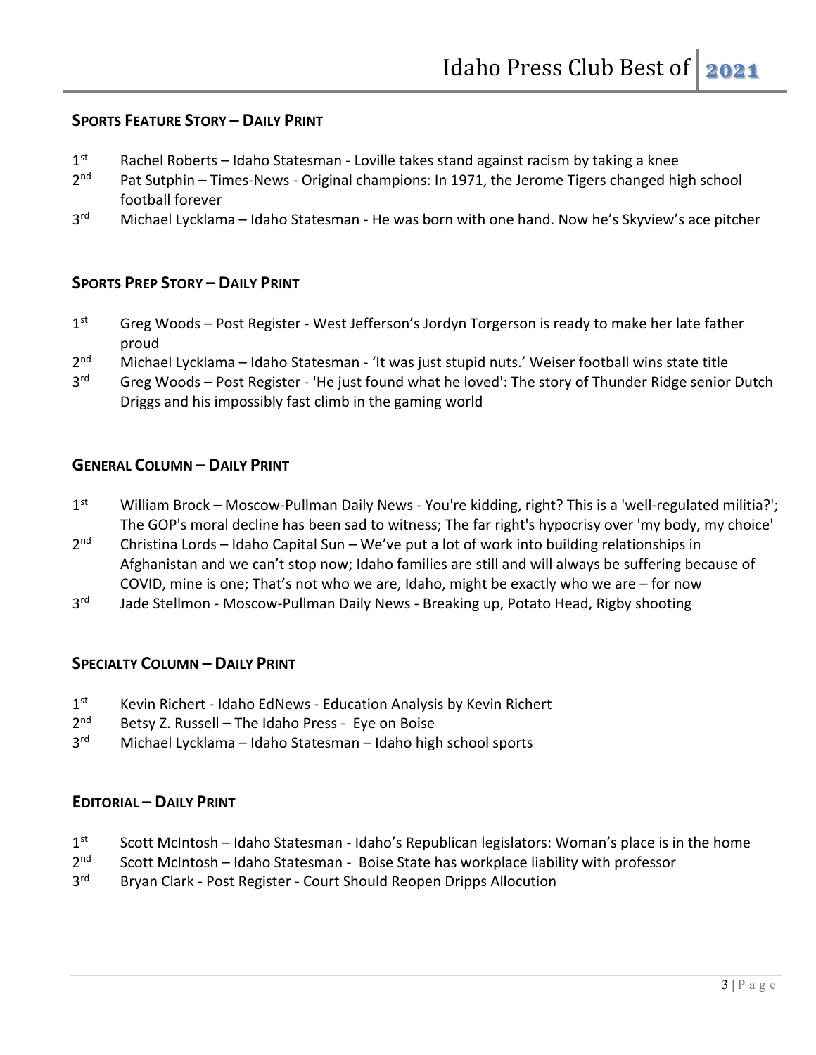## SPORTS FEATURE STORY – DAILY PRINT

1st Rachel Roberts – Idaho Statesman - Loville takes stand against racism by taking a knee
2nd Pat Sutphin – Times-News - Original champions: In 1971, the Jerome Tigers changed high school football forever
3rd Michael Lycklama – Idaho Statesman - He was born with one hand. Now he's Skyview's ace pitcher

## SPORTS PREP STORY – DAILY PRINT

1st Greg Woods – Post Register - West Jefferson's Jordyn Torgerson is ready to make her late father proud
2nd Michael Lycklama – Idaho Statesman - 'It was just stupid nuts.' Weiser football wins state title
3rd Greg Woods – Post Register - 'He just found what he loved': The story of Thunder Ridge senior Dutch Driggs and his impossibly fast climb in the gaming world

## GENERAL COLUMN – DAILY PRINT

1st William Brock – Moscow-Pullman Daily News - You're kidding, right? This is a 'well-regulated militia?'; The GOP's moral decline has been sad to witness; The far right's hypocrisy over 'my body, my choice'
2nd Christina Lords – Idaho Capital Sun – We've put a lot of work into building relationships in Afghanistan and we can't stop now; Idaho families are still and will always be suffering because of COVID, mine is one; That's not who we are, Idaho, might be exactly who we are – for now
3rd Jade Stellmon - Moscow-Pullman Daily News - Breaking up, Potato Head, Rigby shooting

## SPECIALTY COLUMN – DAILY PRINT

1st Kevin Richert - Idaho EdNews - Education Analysis by Kevin Richert
2nd Betsy Z. Russell – The Idaho Press - Eye on Boise
3rd Michael Lycklama – Idaho Statesman – Idaho high school sports

## EDITORIAL – DAILY PRINT

1st Scott McIntosh – Idaho Statesman - Idaho's Republican legislators: Woman's place is in the home
2nd Scott McIntosh – Idaho Statesman - Boise State has workplace liability with professor
3rd Bryan Clark - Post Register - Court Should Reopen Dripps Allocution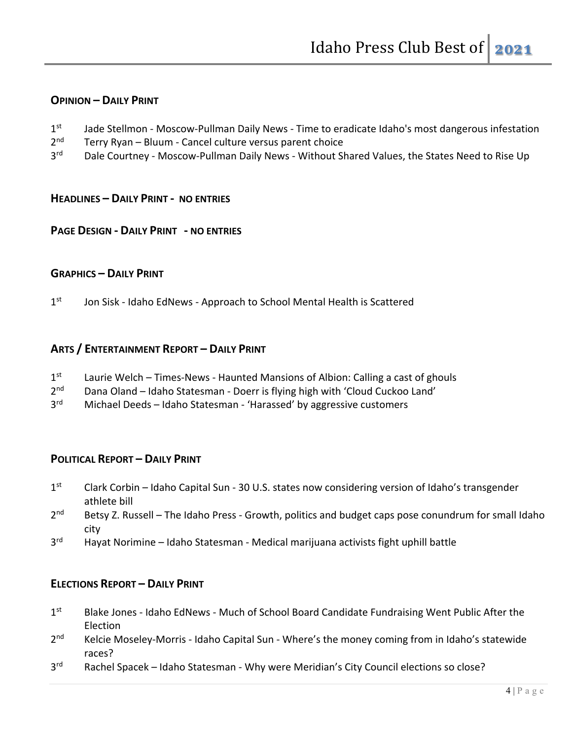## OPINION – DAILY PRINT

- 1st Jade Stellmon - Moscow-Pullman Daily News - Time to eradicate Idaho's most dangerous infestation
- 2nd Terry Ryan – Bluum - Cancel culture versus parent choice
- 3rd Dale Courtney - Moscow-Pullman Daily News - Without Shared Values, the States Need to Rise Up

## HEADLINES – DAILY PRINT - NO ENTRIES

## PAGE DESIGN - DAILY PRINT - NO ENTRIES

## GRAPHICS – DAILY PRINT

- 1st Jon Sisk - Idaho EdNews - Approach to School Mental Health is Scattered

## ARTS / ENTERTAINMENT REPORT – DAILY PRINT

- 1st Laurie Welch – Times-News - Haunted Mansions of Albion: Calling a cast of ghouls
- 2nd Dana Oland – Idaho Statesman - Doerr is flying high with 'Cloud Cuckoo Land'
- 3rd Michael Deeds – Idaho Statesman - 'Harassed' by aggressive customers

## POLITICAL REPORT – DAILY PRINT

- 1st Clark Corbin – Idaho Capital Sun - 30 U.S. states now considering version of Idaho's transgender athlete bill
- 2nd Betsy Z. Russell – The Idaho Press - Growth, politics and budget caps pose conundrum for small Idaho city
- 3rd Hayat Norimine – Idaho Statesman - Medical marijuana activists fight uphill battle

## ELECTIONS REPORT – DAILY PRINT

- 1st Blake Jones - Idaho EdNews - Much of School Board Candidate Fundraising Went Public After the Election
- 2nd Kelcie Moseley-Morris - Idaho Capital Sun - Where's the money coming from in Idaho's statewide races?
- 3rd Rachel Spacek – Idaho Statesman - Why were Meridian's City Council elections so close?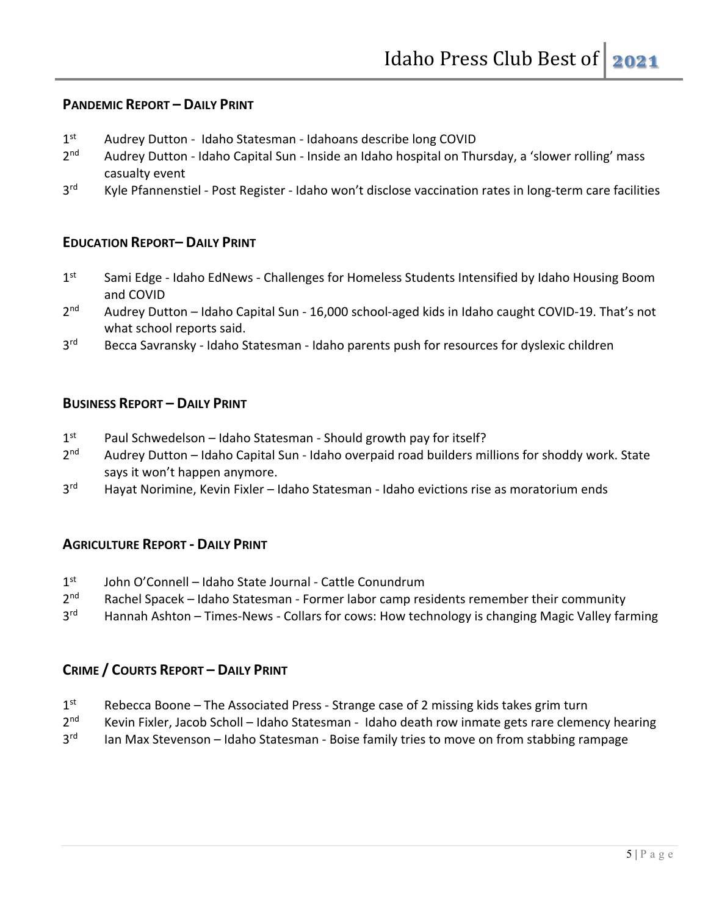## PANDEMIC REPORT – DAILY PRINT

1st Audrey Dutton - Idaho Statesman - Idahoans describe long COVID
2nd Audrey Dutton - Idaho Capital Sun - Inside an Idaho hospital on Thursday, a 'slower rolling' mass casualty event
3rd Kyle Pfannenstiel - Post Register - Idaho won't disclose vaccination rates in long-term care facilities

## EDUCATION REPORT– DAILY PRINT

1st Sami Edge - Idaho EdNews - Challenges for Homeless Students Intensified by Idaho Housing Boom and COVID
2nd Audrey Dutton – Idaho Capital Sun - 16,000 school-aged kids in Idaho caught COVID-19. That's not what school reports said.
3rd Becca Savransky - Idaho Statesman - Idaho parents push for resources for dyslexic children

## BUSINESS REPORT – DAILY PRINT

1st Paul Schwedelson – Idaho Statesman - Should growth pay for itself?
2nd Audrey Dutton – Idaho Capital Sun - Idaho overpaid road builders millions for shoddy work. State says it won't happen anymore.
3rd Hayat Norimine, Kevin Fixler – Idaho Statesman - Idaho evictions rise as moratorium ends

## AGRICULTURE REPORT - DAILY PRINT

1st John O'Connell – Idaho State Journal - Cattle Conundrum
2nd Rachel Spacek – Idaho Statesman - Former labor camp residents remember their community
3rd Hannah Ashton – Times-News - Collars for cows: How technology is changing Magic Valley farming

## CRIME / COURTS REPORT – DAILY PRINT

1st Rebecca Boone – The Associated Press - Strange case of 2 missing kids takes grim turn
2nd Kevin Fixler, Jacob Scholl – Idaho Statesman - Idaho death row inmate gets rare clemency hearing
3rd Ian Max Stevenson – Idaho Statesman - Boise family tries to move on from stabbing rampage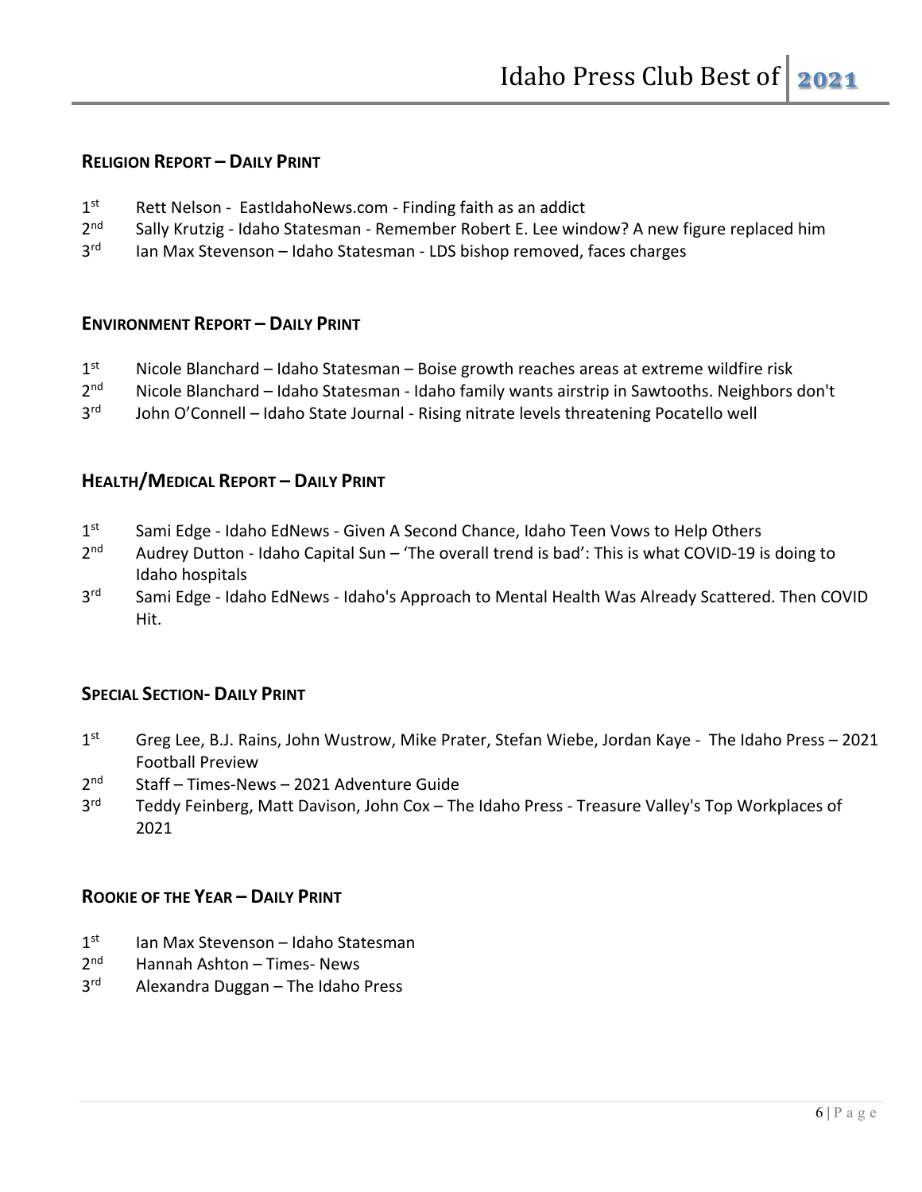## Religion Report – Daily Print

1st Rett Nelson - EastIdahoNews.com - Finding faith as an addict
2nd Sally Krutzig - Idaho Statesman - Remember Robert E. Lee window? A new figure replaced him
3rd Ian Max Stevenson – Idaho Statesman - LDS bishop removed, faces charges

## Environment Report – Daily Print

1st Nicole Blanchard – Idaho Statesman – Boise growth reaches areas at extreme wildfire risk
2nd Nicole Blanchard – Idaho Statesman - Idaho family wants airstrip in Sawtooths. Neighbors don't
3rd John O'Connell – Idaho State Journal - Rising nitrate levels threatening Pocatello well

## Health/Medical Report – Daily Print

1st Sami Edge - Idaho EdNews - Given A Second Chance, Idaho Teen Vows to Help Others
2nd Audrey Dutton - Idaho Capital Sun – 'The overall trend is bad': This is what COVID-19 is doing to Idaho hospitals
3rd Sami Edge - Idaho EdNews - Idaho's Approach to Mental Health Was Already Scattered. Then COVID Hit.

## Special Section- Daily Print

1st Greg Lee, B.J. Rains, John Wustrow, Mike Prater, Stefan Wiebe, Jordan Kaye - The Idaho Press – 2021 Football Preview
2nd Staff – Times-News – 2021 Adventure Guide
3rd Teddy Feinberg, Matt Davison, John Cox – The Idaho Press - Treasure Valley's Top Workplaces of 2021

## Rookie of the Year – Daily Print

1st Ian Max Stevenson – Idaho Statesman
2nd Hannah Ashton – Times- News
3rd Alexandra Duggan – The Idaho Press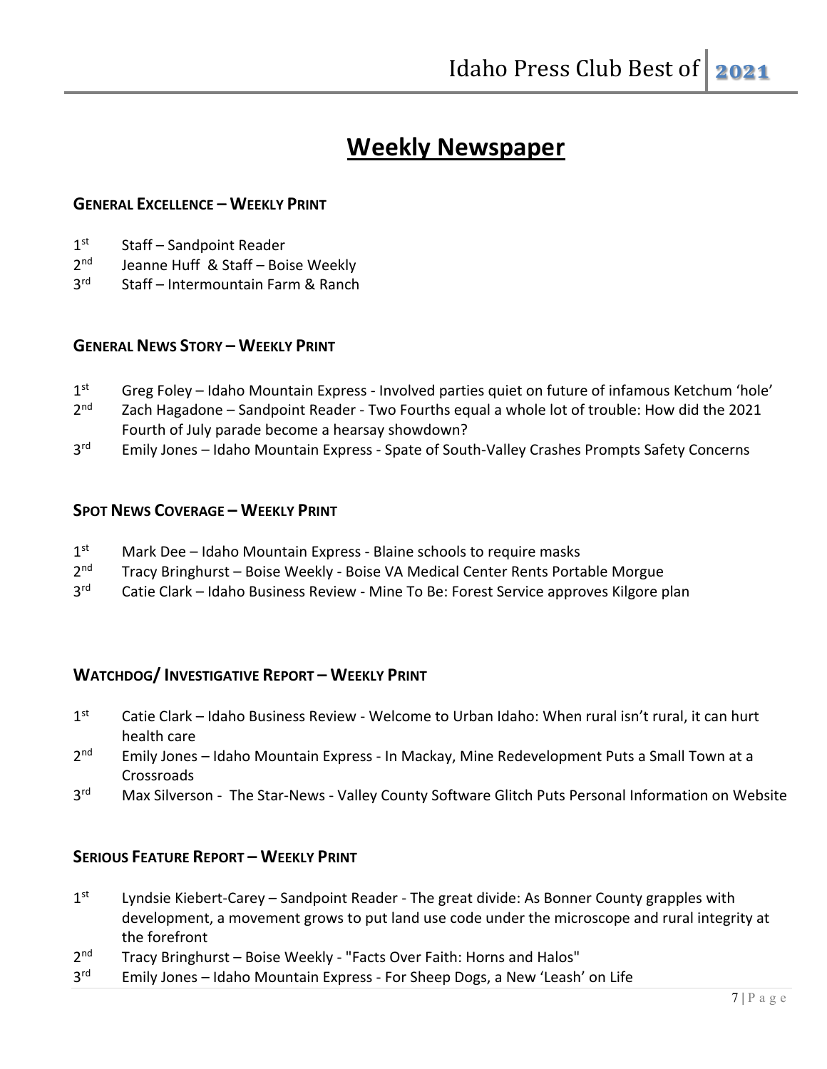# Weekly Newspaper

### GENERAL EXCELLENCE – WEEKLY PRINT

- 1st Staff – Sandpoint Reader
- 2nd Jeanne Huff & Staff – Boise Weekly
- 3rd Staff – Intermountain Farm & Ranch

### GENERAL NEWS STORY – WEEKLY PRINT

- 1st Greg Foley – Idaho Mountain Express - Involved parties quiet on future of infamous Ketchum 'hole'
- 2nd Zach Hagadone – Sandpoint Reader - Two Fourths equal a whole lot of trouble: How did the 2021 Fourth of July parade become a hearsay showdown?
- 3rd Emily Jones – Idaho Mountain Express - Spate of South-Valley Crashes Prompts Safety Concerns

### SPOT NEWS COVERAGE – WEEKLY PRINT

- 1st Mark Dee – Idaho Mountain Express - Blaine schools to require masks
- 2nd Tracy Bringhurst – Boise Weekly - Boise VA Medical Center Rents Portable Morgue
- 3rd Catie Clark – Idaho Business Review - Mine To Be: Forest Service approves Kilgore plan

### WATCHDOG/ INVESTIGATIVE REPORT – WEEKLY PRINT

- 1st Catie Clark – Idaho Business Review - Welcome to Urban Idaho: When rural isn't rural, it can hurt health care
- 2nd Emily Jones – Idaho Mountain Express - In Mackay, Mine Redevelopment Puts a Small Town at a Crossroads
- 3rd Max Silverson - The Star-News - Valley County Software Glitch Puts Personal Information on Website

### SERIOUS FEATURE REPORT – WEEKLY PRINT

- 1st Lyndsie Kiebert-Carey – Sandpoint Reader - The great divide: As Bonner County grapples with development, a movement grows to put land use code under the microscope and rural integrity at the forefront
- 2nd Tracy Bringhurst – Boise Weekly - "Facts Over Faith: Horns and Halos"
- 3rd Emily Jones – Idaho Mountain Express - For Sheep Dogs, a New 'Leash' on Life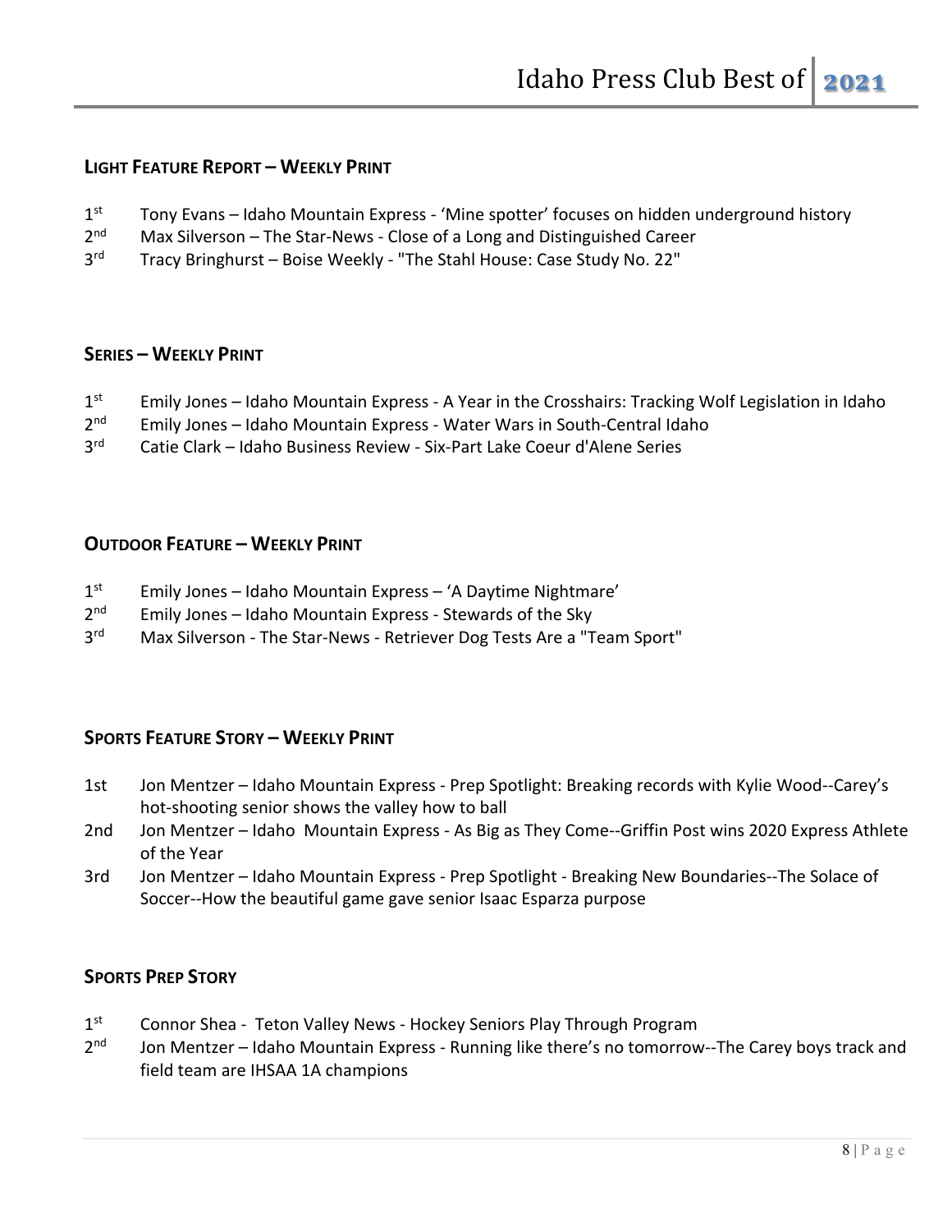## Light Feature Report – Weekly Print

- 1st Tony Evans – Idaho Mountain Express - 'Mine spotter' focuses on hidden underground history
- 2nd Max Silverson – The Star-News - Close of a Long and Distinguished Career
- 3rd Tracy Bringhurst – Boise Weekly - "The Stahl House: Case Study No. 22"

## Series – Weekly Print

- 1st Emily Jones – Idaho Mountain Express - A Year in the Crosshairs: Tracking Wolf Legislation in Idaho
- 2nd Emily Jones – Idaho Mountain Express - Water Wars in South-Central Idaho
- 3rd Catie Clark – Idaho Business Review - Six-Part Lake Coeur d'Alene Series

## Outdoor Feature – Weekly Print

- 1st Emily Jones – Idaho Mountain Express – 'A Daytime Nightmare'
- 2nd Emily Jones – Idaho Mountain Express - Stewards of the Sky
- 3rd Max Silverson - The Star-News - Retriever Dog Tests Are a "Team Sport"

## Sports Feature Story – Weekly Print

- 1st Jon Mentzer – Idaho Mountain Express - Prep Spotlight: Breaking records with Kylie Wood--Carey's hot-shooting senior shows the valley how to ball
- 2nd Jon Mentzer – Idaho Mountain Express - As Big as They Come--Griffin Post wins 2020 Express Athlete of the Year
- 3rd Jon Mentzer – Idaho Mountain Express - Prep Spotlight - Breaking New Boundaries--The Solace of Soccer--How the beautiful game gave senior Isaac Esparza purpose

## Sports Prep Story

- 1st Connor Shea - Teton Valley News - Hockey Seniors Play Through Program
- 2nd Jon Mentzer – Idaho Mountain Express - Running like there's no tomorrow--The Carey boys track and field team are IHSAA 1A champions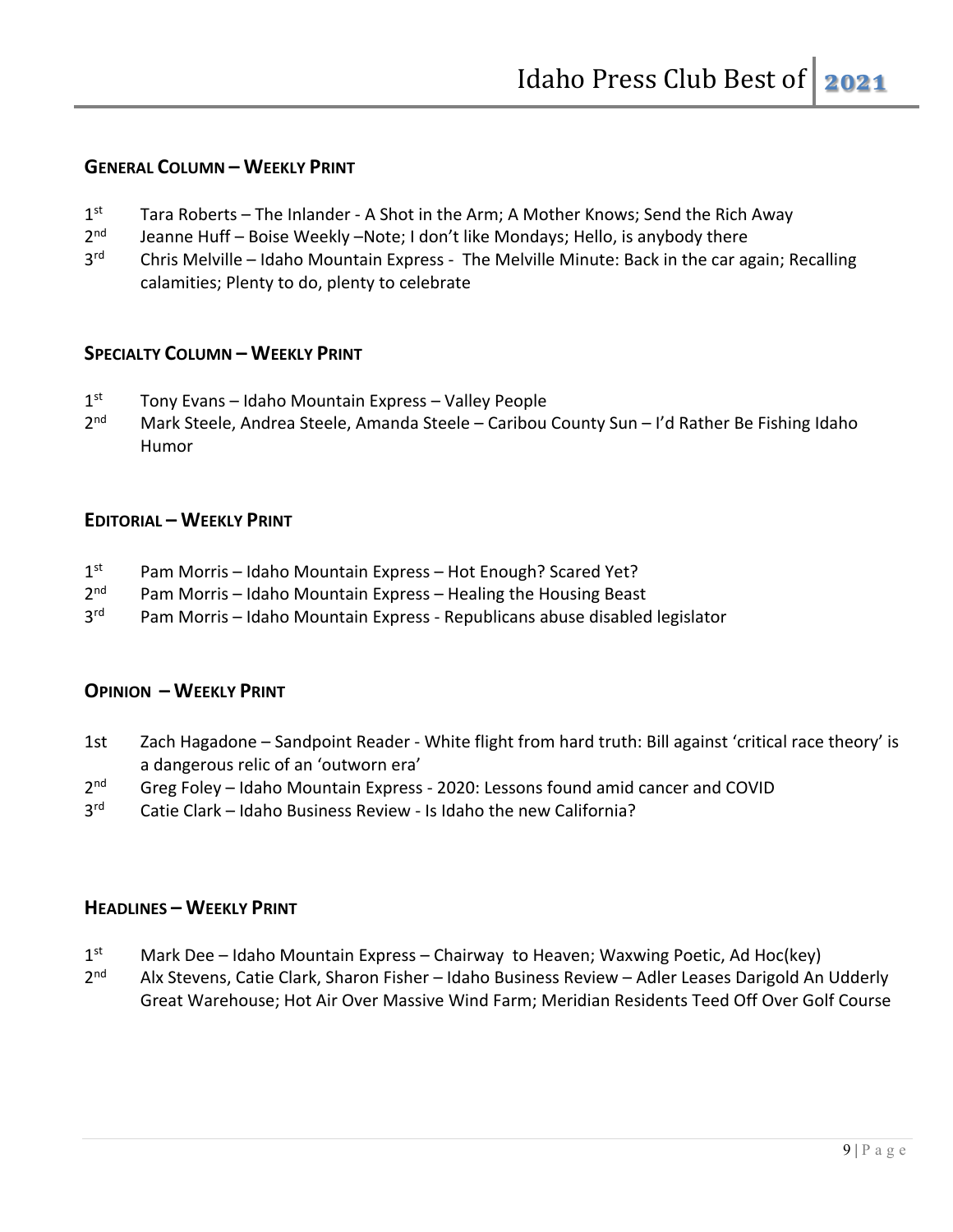## General Column – Weekly Print

- 1st Tara Roberts – The Inlander - A Shot in the Arm; A Mother Knows; Send the Rich Away
- 2nd Jeanne Huff – Boise Weekly –Note; I don't like Mondays; Hello, is anybody there
- 3rd Chris Melville – Idaho Mountain Express - The Melville Minute: Back in the car again; Recalling calamities; Plenty to do, plenty to celebrate

## Specialty Column – Weekly Print

- 1st Tony Evans – Idaho Mountain Express – Valley People
- 2nd Mark Steele, Andrea Steele, Amanda Steele – Caribou County Sun – I'd Rather Be Fishing Idaho Humor

## Editorial – Weekly Print

- 1st Pam Morris – Idaho Mountain Express – Hot Enough? Scared Yet?
- 2nd Pam Morris – Idaho Mountain Express – Healing the Housing Beast
- 3rd Pam Morris – Idaho Mountain Express - Republicans abuse disabled legislator

## Opinion – Weekly Print

- 1st Zach Hagadone – Sandpoint Reader - White flight from hard truth: Bill against 'critical race theory' is a dangerous relic of an 'outworn era'
- 2nd Greg Foley – Idaho Mountain Express - 2020: Lessons found amid cancer and COVID
- 3rd Catie Clark – Idaho Business Review - Is Idaho the new California?

## Headlines – Weekly Print

- 1st Mark Dee – Idaho Mountain Express – Chairway to Heaven; Waxwing Poetic, Ad Hoc(key)
- 2nd Alx Stevens, Catie Clark, Sharon Fisher – Idaho Business Review – Adler Leases Darigold An Udderly Great Warehouse; Hot Air Over Massive Wind Farm; Meridian Residents Teed Off Over Golf Course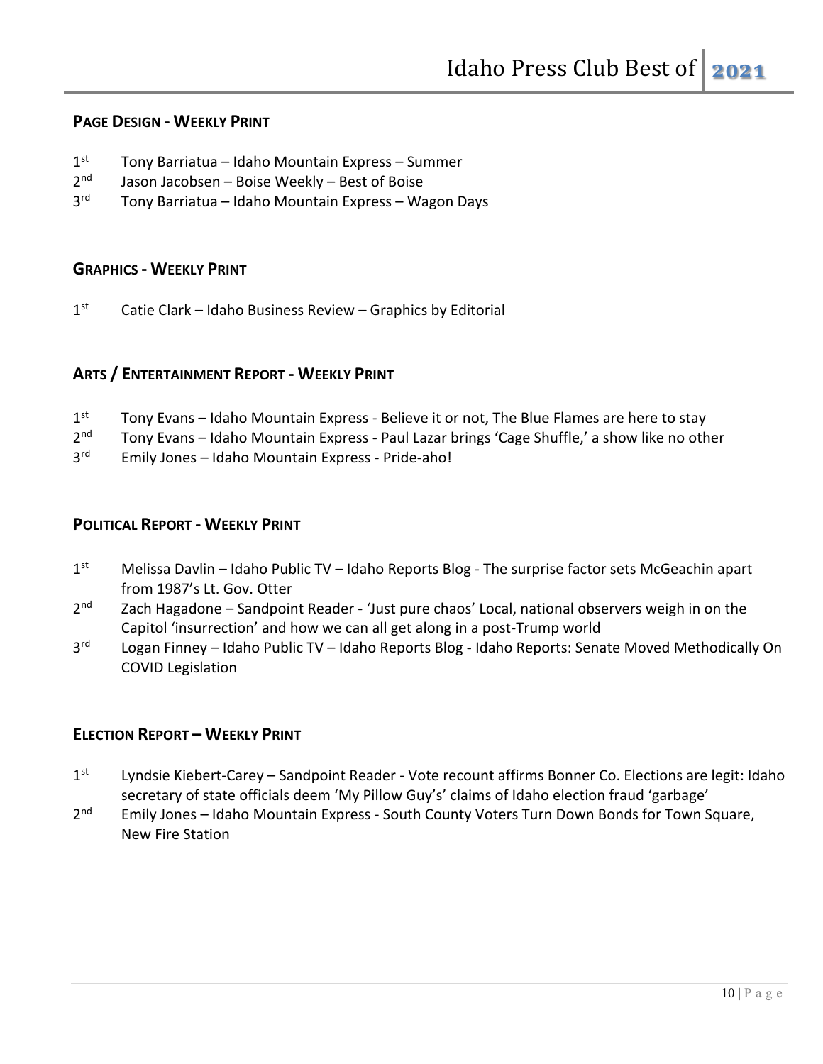## Page Design - Weekly Print

1st Tony Barriatua – Idaho Mountain Express – Summer
2nd Jason Jacobsen – Boise Weekly – Best of Boise
3rd Tony Barriatua – Idaho Mountain Express – Wagon Days

## Graphics - Weekly Print

1st Catie Clark – Idaho Business Review – Graphics by Editorial

## Arts / Entertainment Report - Weekly Print

1st Tony Evans – Idaho Mountain Express - Believe it or not, The Blue Flames are here to stay
2nd Tony Evans – Idaho Mountain Express - Paul Lazar brings 'Cage Shuffle,' a show like no other
3rd Emily Jones – Idaho Mountain Express - Pride-aho!

## Political Report - Weekly Print

1st Melissa Davlin – Idaho Public TV – Idaho Reports Blog - The surprise factor sets McGeachin apart from 1987's Lt. Gov. Otter
2nd Zach Hagadone – Sandpoint Reader - 'Just pure chaos' Local, national observers weigh in on the Capitol 'insurrection' and how we can all get along in a post-Trump world
3rd Logan Finney – Idaho Public TV – Idaho Reports Blog - Idaho Reports: Senate Moved Methodically On COVID Legislation

## Election Report – Weekly Print

1st Lyndsie Kiebert-Carey – Sandpoint Reader - Vote recount affirms Bonner Co. Elections are legit: Idaho secretary of state officials deem 'My Pillow Guy's' claims of Idaho election fraud 'garbage'
2nd Emily Jones – Idaho Mountain Express - South County Voters Turn Down Bonds for Town Square, New Fire Station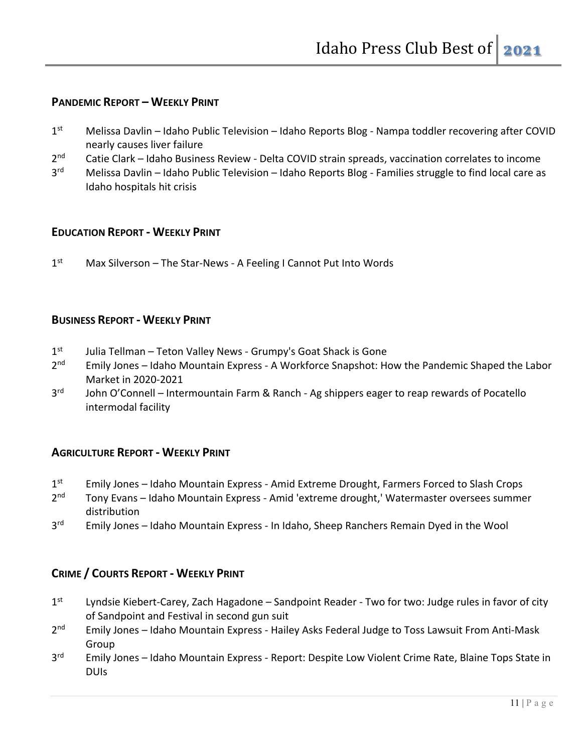## PANDEMIC REPORT – WEEKLY PRINT

1st Melissa Davlin – Idaho Public Television – Idaho Reports Blog - Nampa toddler recovering after COVID nearly causes liver failure
2nd Catie Clark – Idaho Business Review - Delta COVID strain spreads, vaccination correlates to income
3rd Melissa Davlin – Idaho Public Television – Idaho Reports Blog - Families struggle to find local care as Idaho hospitals hit crisis

## EDUCATION REPORT - WEEKLY PRINT

1st Max Silverson – The Star-News - A Feeling I Cannot Put Into Words

## BUSINESS REPORT - WEEKLY PRINT

1st Julia Tellman – Teton Valley News - Grumpy's Goat Shack is Gone
2nd Emily Jones – Idaho Mountain Express - A Workforce Snapshot: How the Pandemic Shaped the Labor Market in 2020-2021
3rd John O'Connell – Intermountain Farm & Ranch - Ag shippers eager to reap rewards of Pocatello intermodal facility

## AGRICULTURE REPORT - WEEKLY PRINT

1st Emily Jones – Idaho Mountain Express - Amid Extreme Drought, Farmers Forced to Slash Crops
2nd Tony Evans – Idaho Mountain Express - Amid 'extreme drought,' Watermaster oversees summer distribution
3rd Emily Jones – Idaho Mountain Express - In Idaho, Sheep Ranchers Remain Dyed in the Wool

## CRIME / COURTS REPORT - WEEKLY PRINT

1st Lyndsie Kiebert-Carey, Zach Hagadone – Sandpoint Reader - Two for two: Judge rules in favor of city of Sandpoint and Festival in second gun suit
2nd Emily Jones – Idaho Mountain Express - Hailey Asks Federal Judge to Toss Lawsuit From Anti-Mask Group
3rd Emily Jones – Idaho Mountain Express - Report: Despite Low Violent Crime Rate, Blaine Tops State in DUIs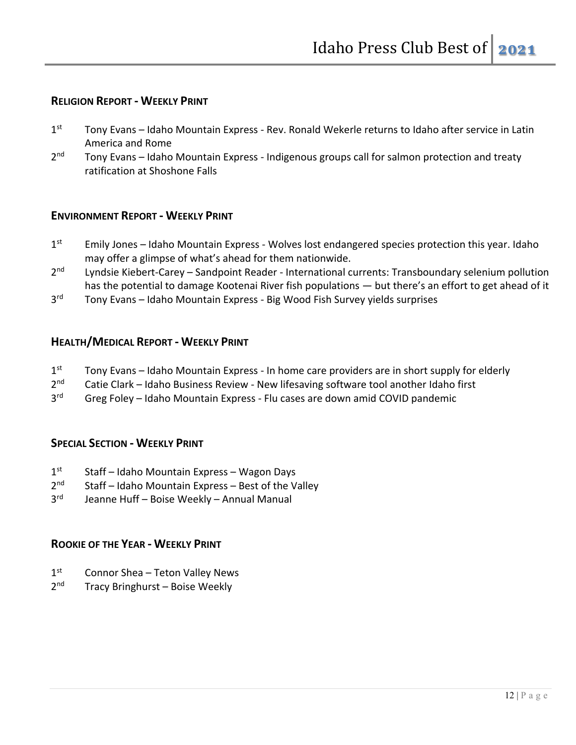## Religion Report - Weekly Print

- 1st Tony Evans – Idaho Mountain Express - Rev. Ronald Wekerle returns to Idaho after service in Latin America and Rome
- 2nd Tony Evans – Idaho Mountain Express - Indigenous groups call for salmon protection and treaty ratification at Shoshone Falls

## Environment Report - Weekly Print

- 1st Emily Jones – Idaho Mountain Express - Wolves lost endangered species protection this year. Idaho may offer a glimpse of what's ahead for them nationwide.
- 2nd Lyndsie Kiebert-Carey – Sandpoint Reader - International currents: Transboundary selenium pollution has the potential to damage Kootenai River fish populations — but there's an effort to get ahead of it
- 3rd Tony Evans – Idaho Mountain Express - Big Wood Fish Survey yields surprises

## Health/Medical Report - Weekly Print

- 1st Tony Evans – Idaho Mountain Express - In home care providers are in short supply for elderly
- 2nd Catie Clark – Idaho Business Review - New lifesaving software tool another Idaho first
- 3rd Greg Foley – Idaho Mountain Express - Flu cases are down amid COVID pandemic

## Special Section - Weekly Print

- 1st Staff – Idaho Mountain Express – Wagon Days
- 2nd Staff – Idaho Mountain Express – Best of the Valley
- 3rd Jeanne Huff – Boise Weekly – Annual Manual

## Rookie of the Year - Weekly Print

- 1st Connor Shea – Teton Valley News
- 2nd Tracy Bringhurst – Boise Weekly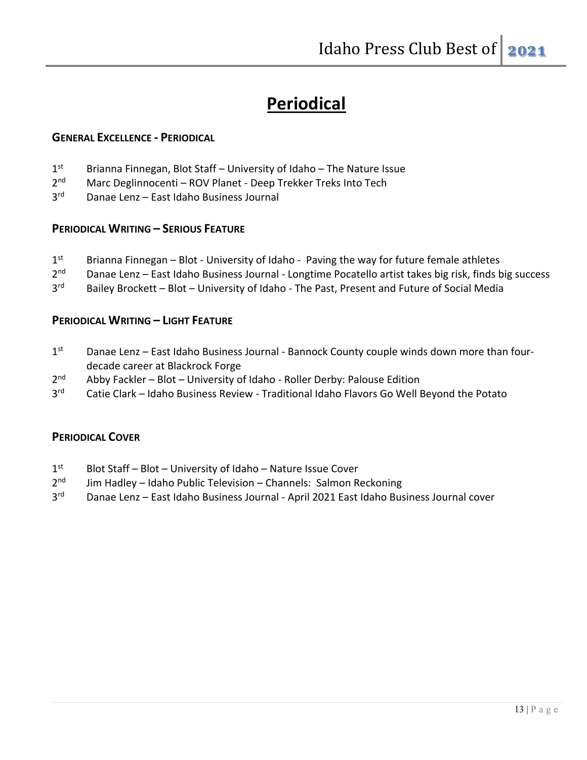# Periodical

### GENERAL EXCELLENCE - PERIODICAL

1st Brianna Finnegan, Blot Staff – University of Idaho – The Nature Issue
2nd Marc Deglinnocenti – ROV Planet - Deep Trekker Treks Into Tech
3rd Danae Lenz – East Idaho Business Journal

### PERIODICAL WRITING – SERIOUS FEATURE

1st Brianna Finnegan – Blot - University of Idaho - Paving the way for future female athletes
2nd Danae Lenz – East Idaho Business Journal - Longtime Pocatello artist takes big risk, finds big success
3rd Bailey Brockett – Blot – University of Idaho - The Past, Present and Future of Social Media

### PERIODICAL WRITING – LIGHT FEATURE

1st Danae Lenz – East Idaho Business Journal - Bannock County couple winds down more than four-decade career at Blackrock Forge
2nd Abby Fackler – Blot – University of Idaho - Roller Derby: Palouse Edition
3rd Catie Clark – Idaho Business Review - Traditional Idaho Flavors Go Well Beyond the Potato

### PERIODICAL COVER

1st Blot Staff – Blot – University of Idaho – Nature Issue Cover
2nd Jim Hadley – Idaho Public Television – Channels: Salmon Reckoning
3rd Danae Lenz – East Idaho Business Journal - April 2021 East Idaho Business Journal cover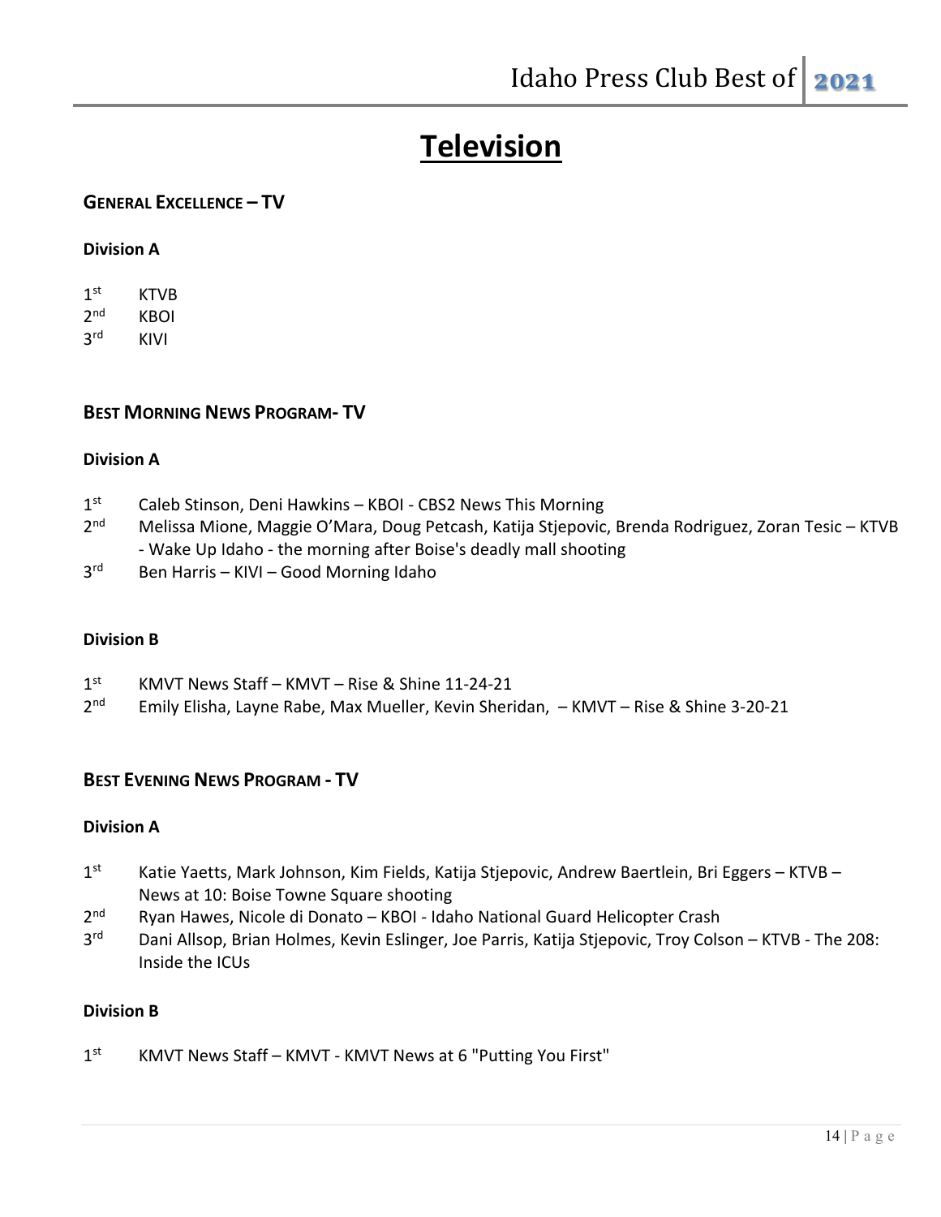# Television

### GENERAL EXCELLENCE – TV

**Division A**

1st KTVB
2nd KBOI
3rd KIVI

### BEST MORNING NEWS PROGRAM- TV

**Division A**

1st Caleb Stinson, Deni Hawkins – KBOI - CBS2 News This Morning
2nd Melissa Mione, Maggie O'Mara, Doug Petcash, Katija Stjepovic, Brenda Rodriguez, Zoran Tesic – KTVB - Wake Up Idaho - the morning after Boise's deadly mall shooting
3rd Ben Harris – KIVI – Good Morning Idaho

**Division B**

1st KMVT News Staff – KMVT – Rise & Shine 11-24-21
2nd Emily Elisha, Layne Rabe, Max Mueller, Kevin Sheridan, – KMVT – Rise & Shine 3-20-21

### BEST EVENING NEWS PROGRAM - TV

**Division A**

1st Katie Yaetts, Mark Johnson, Kim Fields, Katija Stjepovic, Andrew Baertlein, Bri Eggers – KTVB – News at 10: Boise Towne Square shooting
2nd Ryan Hawes, Nicole di Donato – KBOI - Idaho National Guard Helicopter Crash
3rd Dani Allsop, Brian Holmes, Kevin Eslinger, Joe Parris, Katija Stjepovic, Troy Colson – KTVB - The 208: Inside the ICUs

**Division B**

1st KMVT News Staff – KMVT - KMVT News at 6 "Putting You First"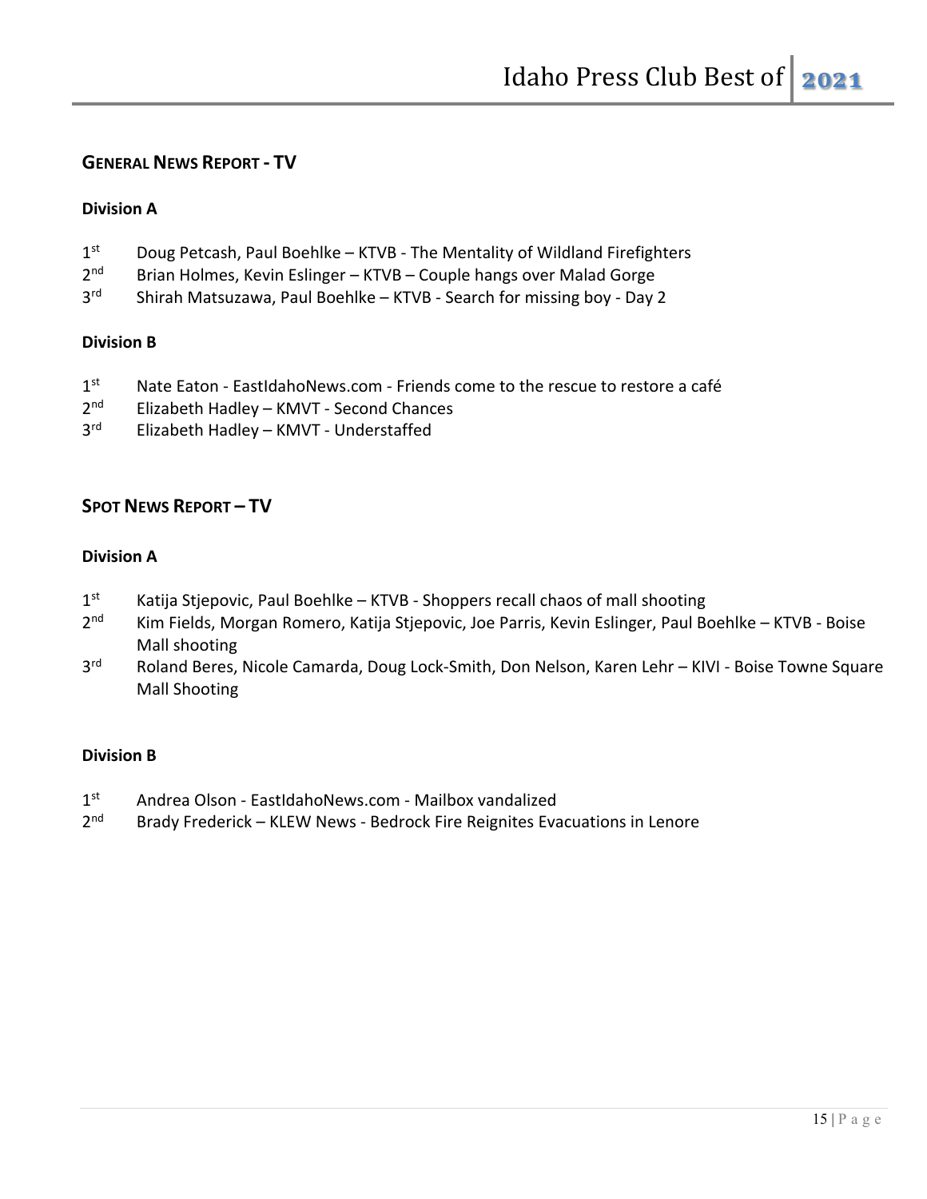## GENERAL NEWS REPORT - TV

### Division A

1st Doug Petcash, Paul Boehlke – KTVB - The Mentality of Wildland Firefighters
2nd Brian Holmes, Kevin Eslinger – KTVB – Couple hangs over Malad Gorge
3rd Shirah Matsuzawa, Paul Boehlke – KTVB - Search for missing boy - Day 2

### Division B

1st Nate Eaton - EastIdahoNews.com - Friends come to the rescue to restore a café
2nd Elizabeth Hadley – KMVT - Second Chances
3rd Elizabeth Hadley – KMVT - Understaffed

## SPOT NEWS REPORT – TV

### Division A

1st Katija Stjepovic, Paul Boehlke – KTVB - Shoppers recall chaos of mall shooting
2nd Kim Fields, Morgan Romero, Katija Stjepovic, Joe Parris, Kevin Eslinger, Paul Boehlke – KTVB - Boise Mall shooting
3rd Roland Beres, Nicole Camarda, Doug Lock-Smith, Don Nelson, Karen Lehr – KIVI - Boise Towne Square Mall Shooting

### Division B

1st Andrea Olson - EastIdahoNews.com - Mailbox vandalized
2nd Brady Frederick – KLEW News - Bedrock Fire Reignites Evacuations in Lenore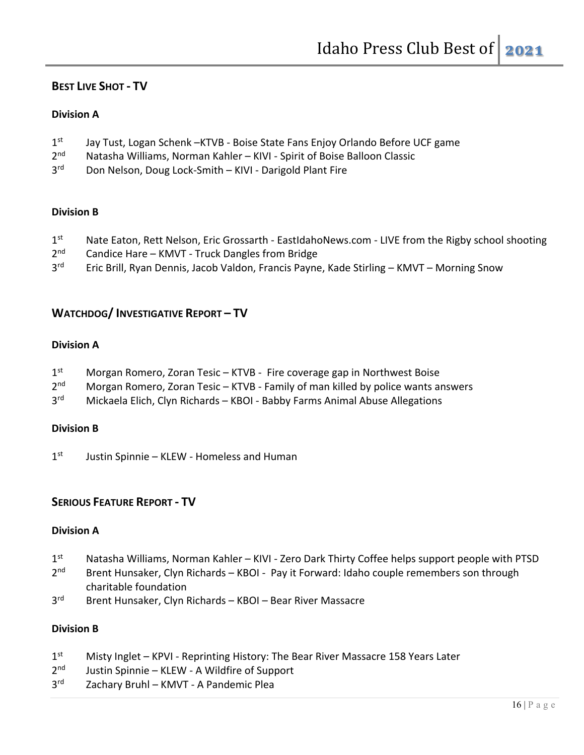## BEST LIVE SHOT - TV

### Division A

1st Jay Tust, Logan Schenk –KTVB - Boise State Fans Enjoy Orlando Before UCF game
2nd Natasha Williams, Norman Kahler – KIVI - Spirit of Boise Balloon Classic
3rd Don Nelson, Doug Lock-Smith – KIVI - Darigold Plant Fire

### Division B

1st Nate Eaton, Rett Nelson, Eric Grossarth - EastIdahoNews.com - LIVE from the Rigby school shooting
2nd Candice Hare – KMVT - Truck Dangles from Bridge
3rd Eric Brill, Ryan Dennis, Jacob Valdon, Francis Payne, Kade Stirling – KMVT – Morning Snow

## WATCHDOG/ INVESTIGATIVE REPORT – TV

### Division A

1st Morgan Romero, Zoran Tesic – KTVB - Fire coverage gap in Northwest Boise
2nd Morgan Romero, Zoran Tesic – KTVB - Family of man killed by police wants answers
3rd Mickaela Elich, Clyn Richards – KBOI - Babby Farms Animal Abuse Allegations

### Division B

1st Justin Spinnie – KLEW - Homeless and Human

## SERIOUS FEATURE REPORT - TV

### Division A

1st Natasha Williams, Norman Kahler – KIVI - Zero Dark Thirty Coffee helps support people with PTSD
2nd Brent Hunsaker, Clyn Richards – KBOI - Pay it Forward: Idaho couple remembers son through charitable foundation
3rd Brent Hunsaker, Clyn Richards – KBOI – Bear River Massacre

### Division B

1st Misty Inglet – KPVI - Reprinting History: The Bear River Massacre 158 Years Later
2nd Justin Spinnie – KLEW - A Wildfire of Support
3rd Zachary Bruhl – KMVT - A Pandemic Plea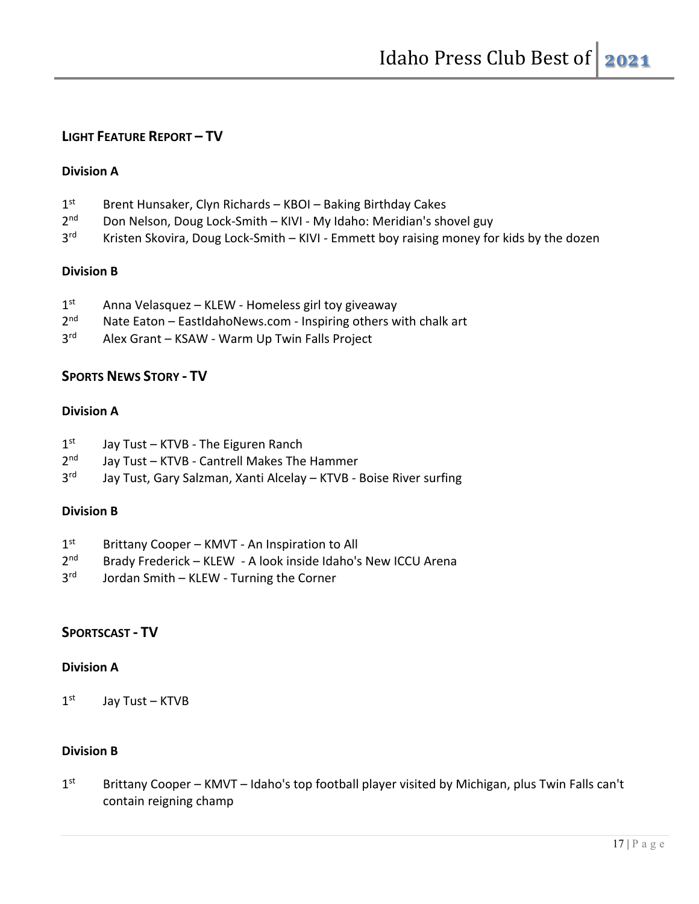## LIGHT FEATURE REPORT – TV

### Division A

1st Brent Hunsaker, Clyn Richards – KBOI – Baking Birthday Cakes
2nd Don Nelson, Doug Lock-Smith – KIVI - My Idaho: Meridian's shovel guy
3rd Kristen Skovira, Doug Lock-Smith – KIVI - Emmett boy raising money for kids by the dozen

### Division B

1st Anna Velasquez – KLEW - Homeless girl toy giveaway
2nd Nate Eaton – EastIdahoNews.com - Inspiring others with chalk art
3rd Alex Grant – KSAW - Warm Up Twin Falls Project

## SPORTS NEWS STORY - TV

### Division A

1st Jay Tust – KTVB - The Eiguren Ranch
2nd Jay Tust – KTVB - Cantrell Makes The Hammer
3rd Jay Tust, Gary Salzman, Xanti Alcelay – KTVB - Boise River surfing

### Division B

1st Brittany Cooper – KMVT - An Inspiration to All
2nd Brady Frederick – KLEW - A look inside Idaho's New ICCU Arena
3rd Jordan Smith – KLEW - Turning the Corner

## SPORTSCAST - TV

### Division A

1st Jay Tust – KTVB

### Division B

1st Brittany Cooper – KMVT – Idaho's top football player visited by Michigan, plus Twin Falls can't contain reigning champ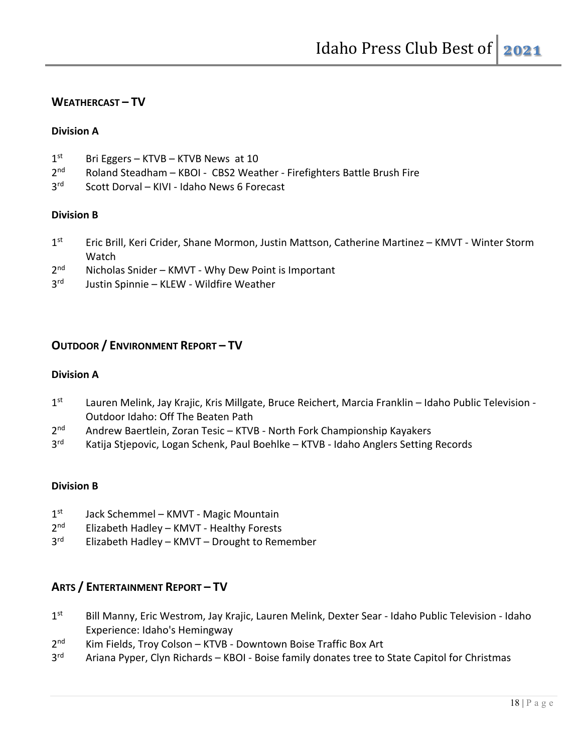## Weathercast – TV

### Division A

- 1st Bri Eggers – KTVB – KTVB News at 10
- 2nd Roland Steadham – KBOI - CBS2 Weather - Firefighters Battle Brush Fire
- 3rd Scott Dorval – KIVI - Idaho News 6 Forecast

### Division B

- 1st Eric Brill, Keri Crider, Shane Mormon, Justin Mattson, Catherine Martinez – KMVT - Winter Storm Watch
- 2nd Nicholas Snider – KMVT - Why Dew Point is Important
- 3rd Justin Spinnie – KLEW - Wildfire Weather

## Outdoor / Environment Report – TV

### Division A

- 1st Lauren Melink, Jay Krajic, Kris Millgate, Bruce Reichert, Marcia Franklin – Idaho Public Television - Outdoor Idaho: Off The Beaten Path
- 2nd Andrew Baertlein, Zoran Tesic – KTVB - North Fork Championship Kayakers
- 3rd Katija Stjepovic, Logan Schenk, Paul Boehlke – KTVB - Idaho Anglers Setting Records

### Division B

- 1st Jack Schemmel – KMVT - Magic Mountain
- 2nd Elizabeth Hadley – KMVT - Healthy Forests
- 3rd Elizabeth Hadley – KMVT – Drought to Remember

## Arts / Entertainment Report – TV

- 1st Bill Manny, Eric Westrom, Jay Krajic, Lauren Melink, Dexter Sear - Idaho Public Television - Idaho Experience: Idaho's Hemingway
- 2nd Kim Fields, Troy Colson – KTVB - Downtown Boise Traffic Box Art
- 3rd Ariana Pyper, Clyn Richards – KBOI - Boise family donates tree to State Capitol for Christmas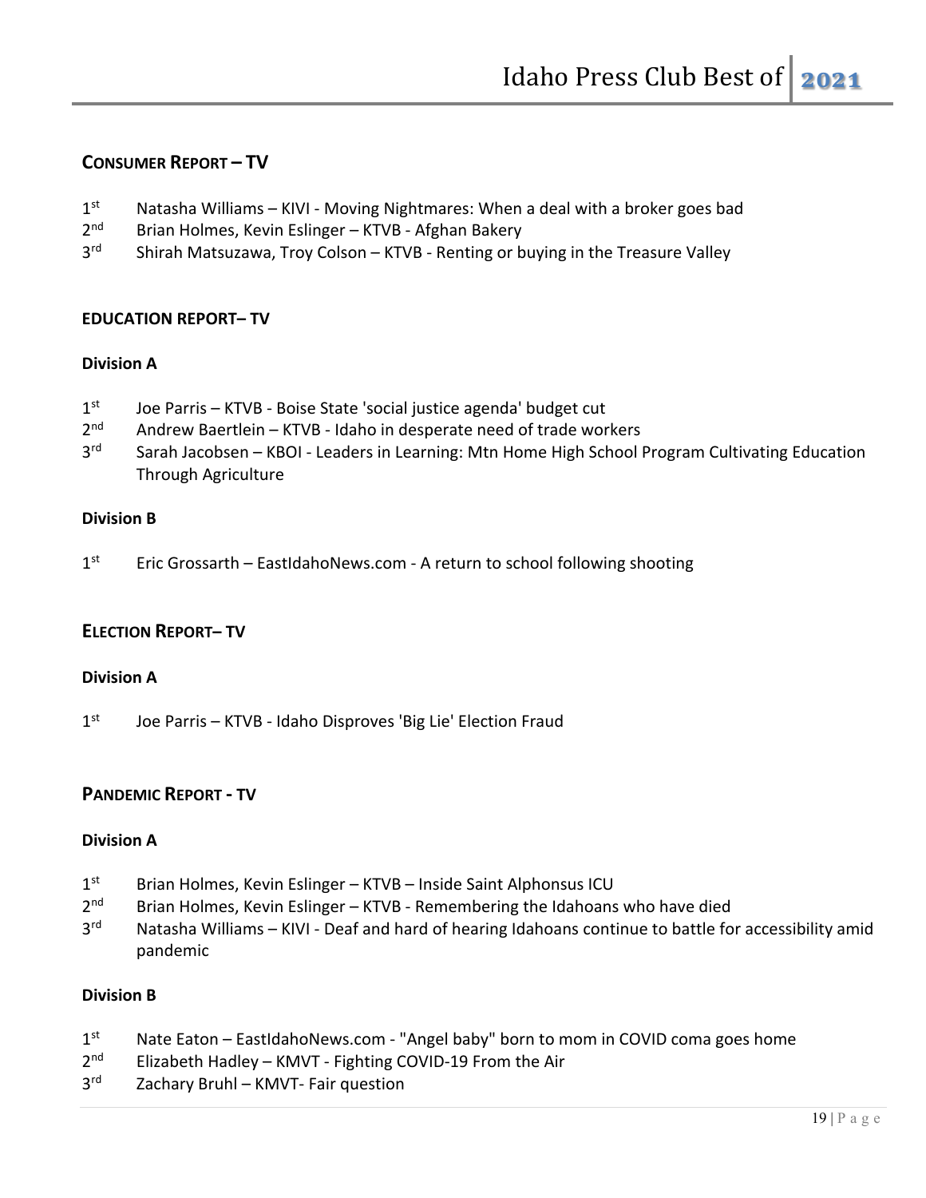## CONSUMER REPORT – TV

1st Natasha Williams – KIVI - Moving Nightmares: When a deal with a broker goes bad
2nd Brian Holmes, Kevin Eslinger – KTVB - Afghan Bakery
3rd Shirah Matsuzawa, Troy Colson – KTVB - Renting or buying in the Treasure Valley

## EDUCATION REPORT– TV

### Division A

1st Joe Parris – KTVB - Boise State 'social justice agenda' budget cut
2nd Andrew Baertlein – KTVB - Idaho in desperate need of trade workers
3rd Sarah Jacobsen – KBOI - Leaders in Learning: Mtn Home High School Program Cultivating Education Through Agriculture

### Division B

1st Eric Grossarth – EastIdahoNews.com - A return to school following shooting

## ELECTION REPORT– TV

### Division A

1st Joe Parris – KTVB - Idaho Disproves 'Big Lie' Election Fraud

## PANDEMIC REPORT - TV

### Division A

1st Brian Holmes, Kevin Eslinger – KTVB – Inside Saint Alphonsus ICU
2nd Brian Holmes, Kevin Eslinger – KTVB - Remembering the Idahoans who have died
3rd Natasha Williams – KIVI - Deaf and hard of hearing Idahoans continue to battle for accessibility amid pandemic

### Division B

1st Nate Eaton – EastIdahoNews.com - "Angel baby" born to mom in COVID coma goes home
2nd Elizabeth Hadley – KMVT - Fighting COVID-19 From the Air
3rd Zachary Bruhl – KMVT- Fair question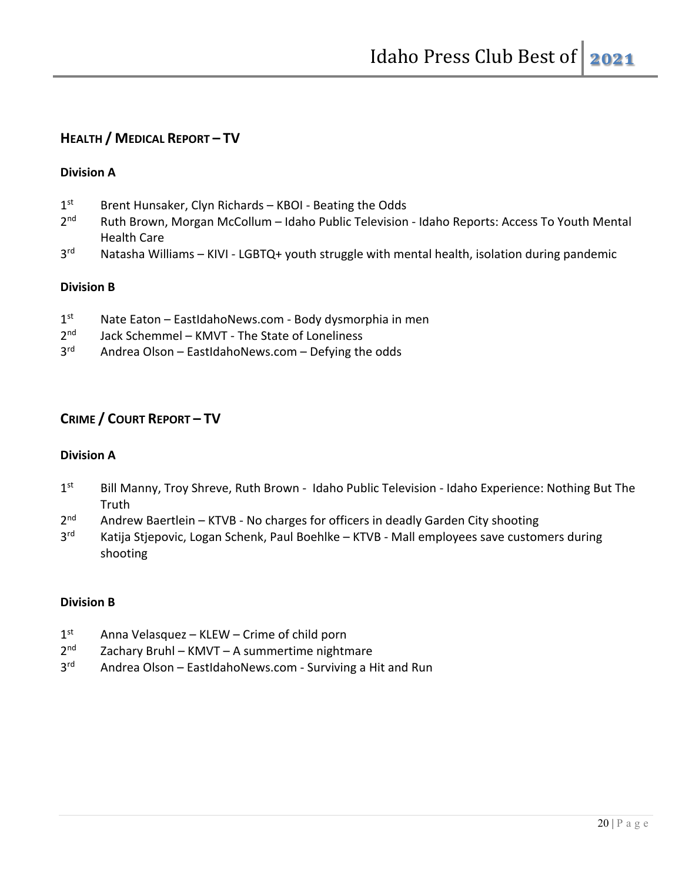## Health / Medical Report – TV

### Division A

- 1st Brent Hunsaker, Clyn Richards – KBOI - Beating the Odds
- 2nd Ruth Brown, Morgan McCollum – Idaho Public Television - Idaho Reports: Access To Youth Mental Health Care
- 3rd Natasha Williams – KIVI - LGBTQ+ youth struggle with mental health, isolation during pandemic

### Division B

- 1st Nate Eaton – EastIdahoNews.com - Body dysmorphia in men
- 2nd Jack Schemmel – KMVT - The State of Loneliness
- 3rd Andrea Olson – EastIdahoNews.com – Defying the odds

## Crime / Court Report – TV

### Division A

- 1st Bill Manny, Troy Shreve, Ruth Brown - Idaho Public Television - Idaho Experience: Nothing But The Truth
- 2nd Andrew Baertlein – KTVB - No charges for officers in deadly Garden City shooting
- 3rd Katija Stjepovic, Logan Schenk, Paul Boehlke – KTVB - Mall employees save customers during shooting

### Division B

- 1st Anna Velasquez – KLEW – Crime of child porn
- 2nd Zachary Bruhl – KMVT – A summertime nightmare
- 3rd Andrea Olson – EastIdahoNews.com - Surviving a Hit and Run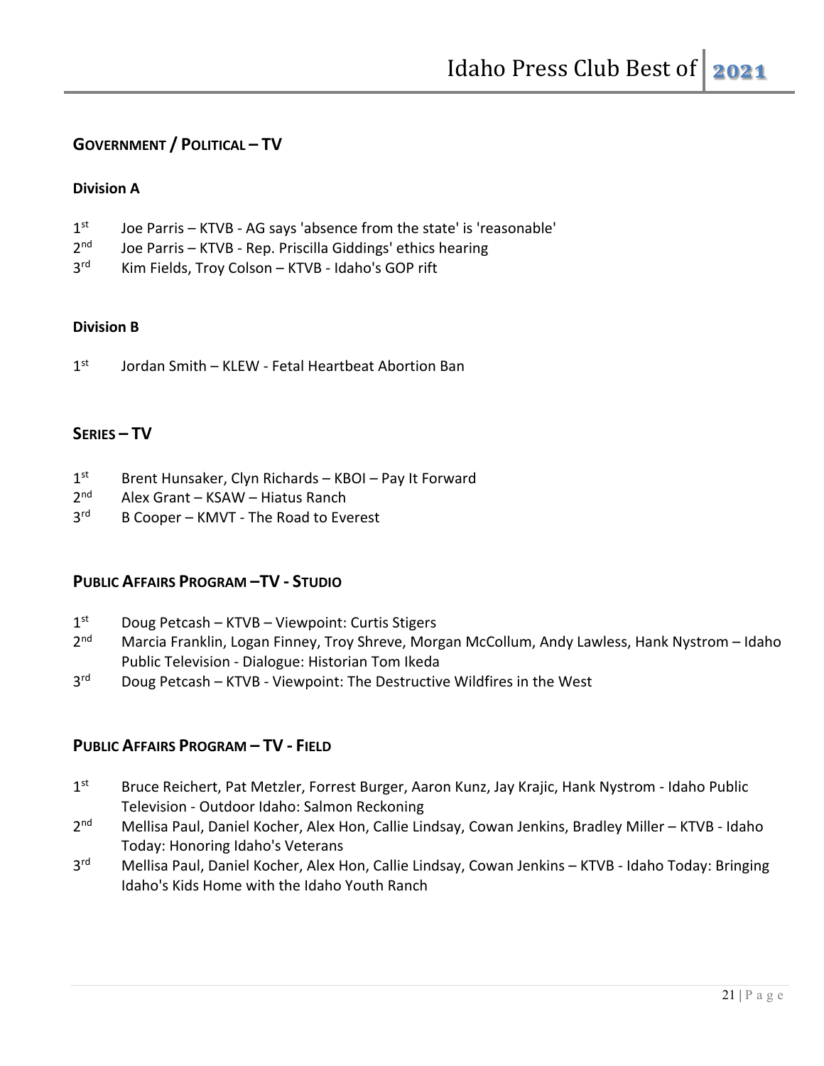## Government / Political – TV

### Division A

1st Joe Parris – KTVB - AG says 'absence from the state' is 'reasonable'
2nd Joe Parris – KTVB - Rep. Priscilla Giddings' ethics hearing
3rd Kim Fields, Troy Colson – KTVB - Idaho's GOP rift

### Division B

1st Jordan Smith – KLEW - Fetal Heartbeat Abortion Ban

## Series – TV

1st Brent Hunsaker, Clyn Richards – KBOI – Pay It Forward
2nd Alex Grant – KSAW – Hiatus Ranch
3rd B Cooper – KMVT - The Road to Everest

## Public Affairs Program –TV - Studio

1st Doug Petcash – KTVB – Viewpoint: Curtis Stigers
2nd Marcia Franklin, Logan Finney, Troy Shreve, Morgan McCollum, Andy Lawless, Hank Nystrom – Idaho Public Television - Dialogue: Historian Tom Ikeda
3rd Doug Petcash – KTVB - Viewpoint: The Destructive Wildfires in the West

## Public Affairs Program – TV - Field

1st Bruce Reichert, Pat Metzler, Forrest Burger, Aaron Kunz, Jay Krajic, Hank Nystrom - Idaho Public Television - Outdoor Idaho: Salmon Reckoning
2nd Mellisa Paul, Daniel Kocher, Alex Hon, Callie Lindsay, Cowan Jenkins, Bradley Miller – KTVB - Idaho Today: Honoring Idaho's Veterans
3rd Mellisa Paul, Daniel Kocher, Alex Hon, Callie Lindsay, Cowan Jenkins – KTVB - Idaho Today: Bringing Idaho's Kids Home with the Idaho Youth Ranch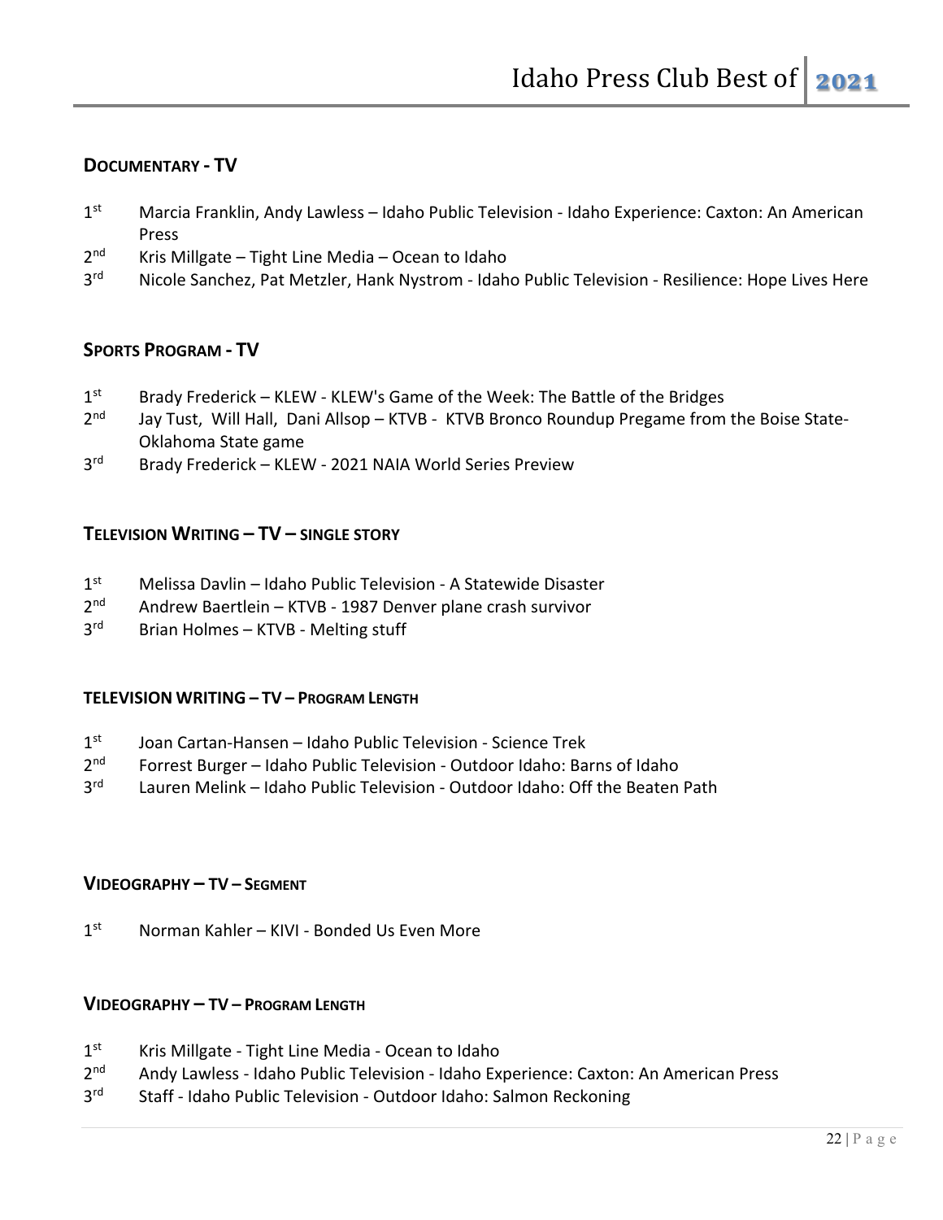## Documentary - TV

- 1st Marcia Franklin, Andy Lawless – Idaho Public Television - Idaho Experience: Caxton: An American Press
- 2nd Kris Millgate – Tight Line Media – Ocean to Idaho
- 3rd Nicole Sanchez, Pat Metzler, Hank Nystrom - Idaho Public Television - Resilience: Hope Lives Here

## Sports Program - TV

- 1st Brady Frederick – KLEW - KLEW's Game of the Week: The Battle of the Bridges
- 2nd Jay Tust, Will Hall, Dani Allsop – KTVB - KTVB Bronco Roundup Pregame from the Boise State-Oklahoma State game
- 3rd Brady Frederick – KLEW - 2021 NAIA World Series Preview

## Television Writing – TV – Single Story

- 1st Melissa Davlin – Idaho Public Television - A Statewide Disaster
- 2nd Andrew Baertlein – KTVB - 1987 Denver plane crash survivor
- 3rd Brian Holmes – KTVB - Melting stuff

## Television Writing – TV – Program Length

- 1st Joan Cartan-Hansen – Idaho Public Television - Science Trek
- 2nd Forrest Burger – Idaho Public Television - Outdoor Idaho: Barns of Idaho
- 3rd Lauren Melink – Idaho Public Television - Outdoor Idaho: Off the Beaten Path

## Videography – TV – Segment

- 1st Norman Kahler – KIVI - Bonded Us Even More

## Videography – TV – Program Length

- 1st Kris Millgate - Tight Line Media - Ocean to Idaho
- 2nd Andy Lawless - Idaho Public Television - Idaho Experience: Caxton: An American Press
- 3rd Staff - Idaho Public Television - Outdoor Idaho: Salmon Reckoning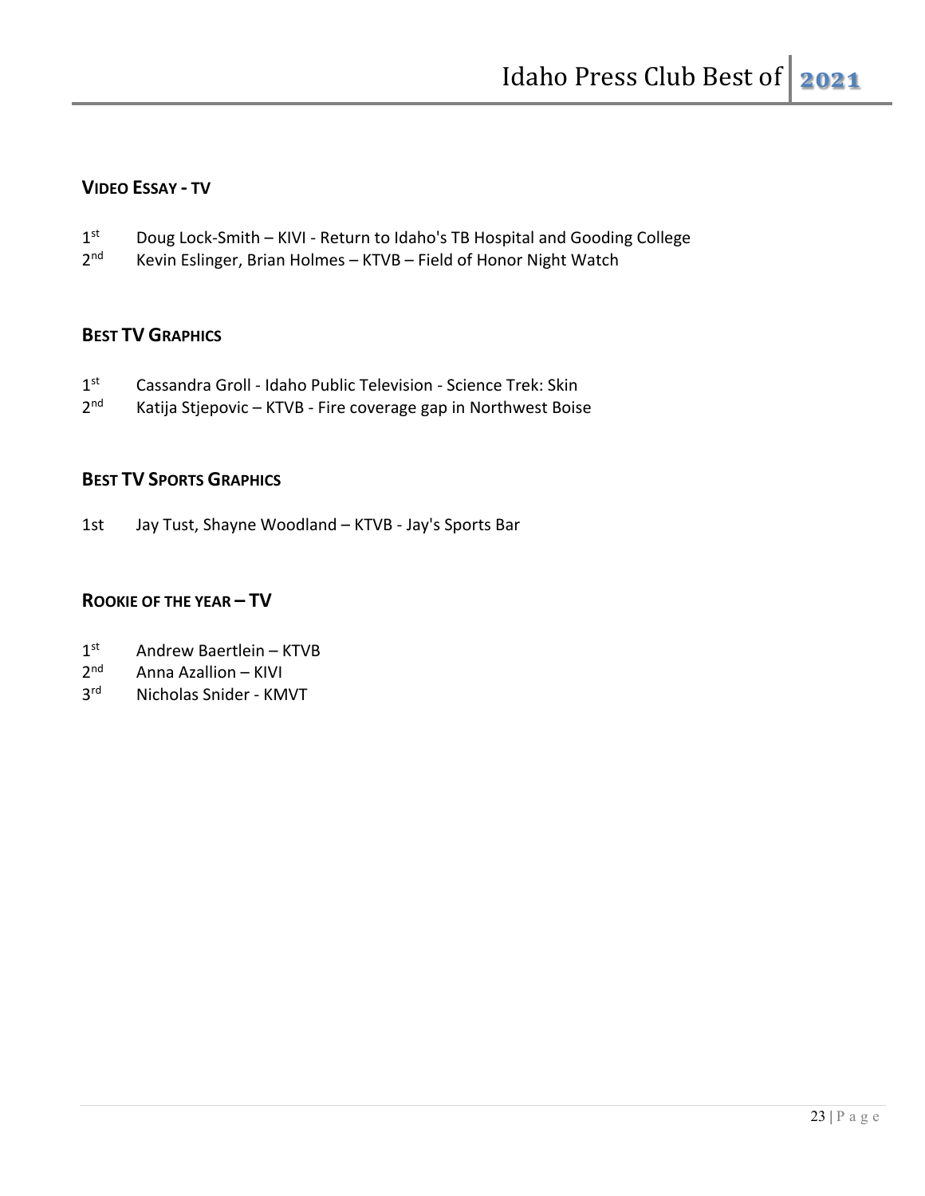## VIDEO ESSAY - TV

1st Doug Lock-Smith – KIVI - Return to Idaho's TB Hospital and Gooding College
2nd Kevin Eslinger, Brian Holmes – KTVB – Field of Honor Night Watch

## BEST TV GRAPHICS

1st Cassandra Groll - Idaho Public Television - Science Trek: Skin
2nd Katija Stjepovic – KTVB - Fire coverage gap in Northwest Boise

## BEST TV SPORTS GRAPHICS

1st Jay Tust, Shayne Woodland – KTVB - Jay's Sports Bar

## ROOKIE OF THE YEAR – TV

1st Andrew Baertlein – KTVB
2nd Anna Azallion – KIVI
3rd Nicholas Snider - KMVT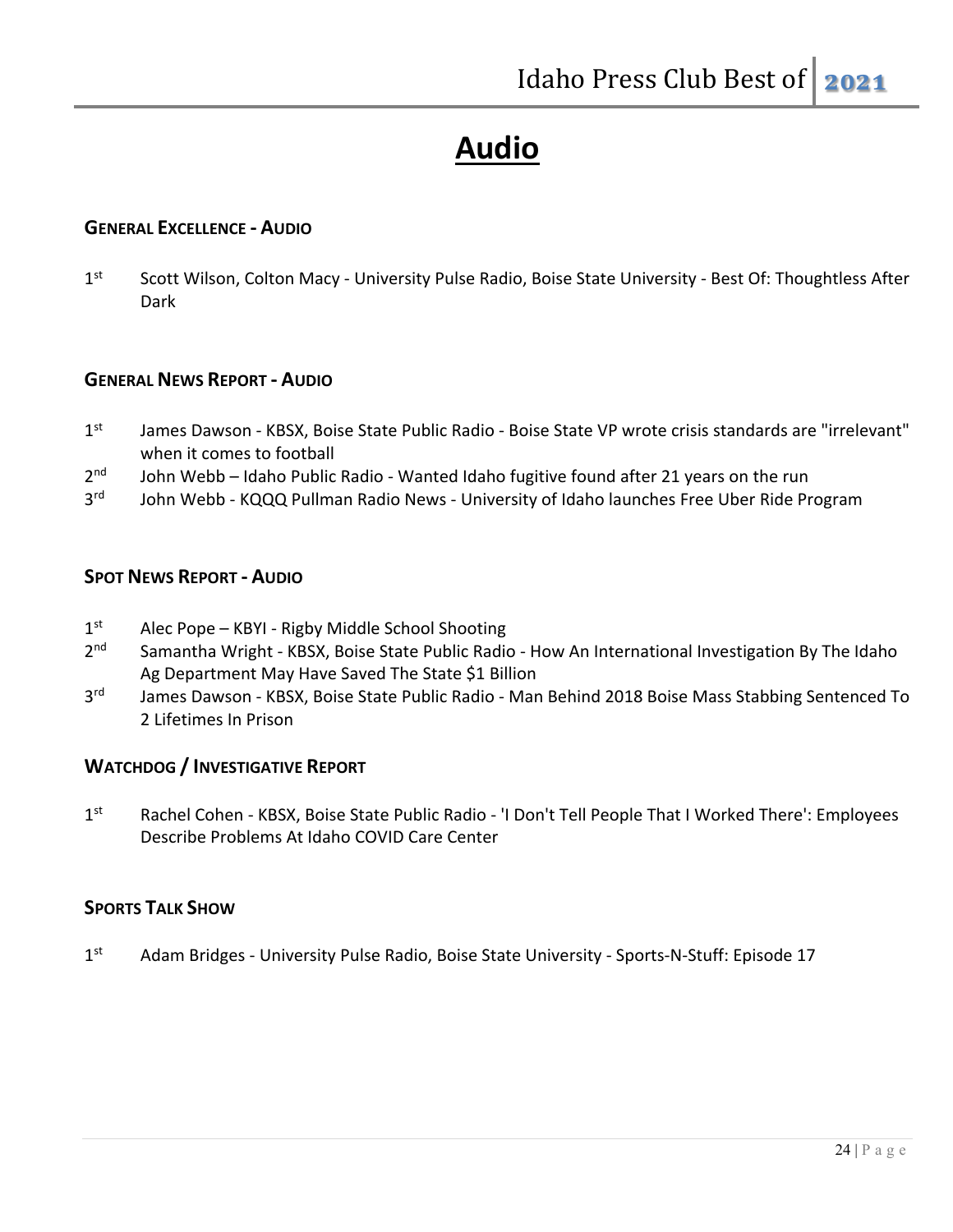# Audio

### General Excellence - Audio

1st Scott Wilson, Colton Macy - University Pulse Radio, Boise State University - Best Of: Thoughtless After Dark

### General News Report - Audio

1st James Dawson - KBSX, Boise State Public Radio - Boise State VP wrote crisis standards are "irrelevant" when it comes to football

2nd John Webb – Idaho Public Radio - Wanted Idaho fugitive found after 21 years on the run

3rd John Webb - KQQQ Pullman Radio News - University of Idaho launches Free Uber Ride Program

### Spot News Report - Audio

1st Alec Pope – KBYI - Rigby Middle School Shooting

2nd Samantha Wright - KBSX, Boise State Public Radio - How An International Investigation By The Idaho Ag Department May Have Saved The State $1 Billion

3rd James Dawson - KBSX, Boise State Public Radio - Man Behind 2018 Boise Mass Stabbing Sentenced To 2 Lifetimes In Prison

### Watchdog / Investigative Report

1st Rachel Cohen - KBSX, Boise State Public Radio - 'I Don't Tell People That I Worked There': Employees Describe Problems At Idaho COVID Care Center

### Sports Talk Show

1st Adam Bridges - University Pulse Radio, Boise State University - Sports-N-Stuff: Episode 17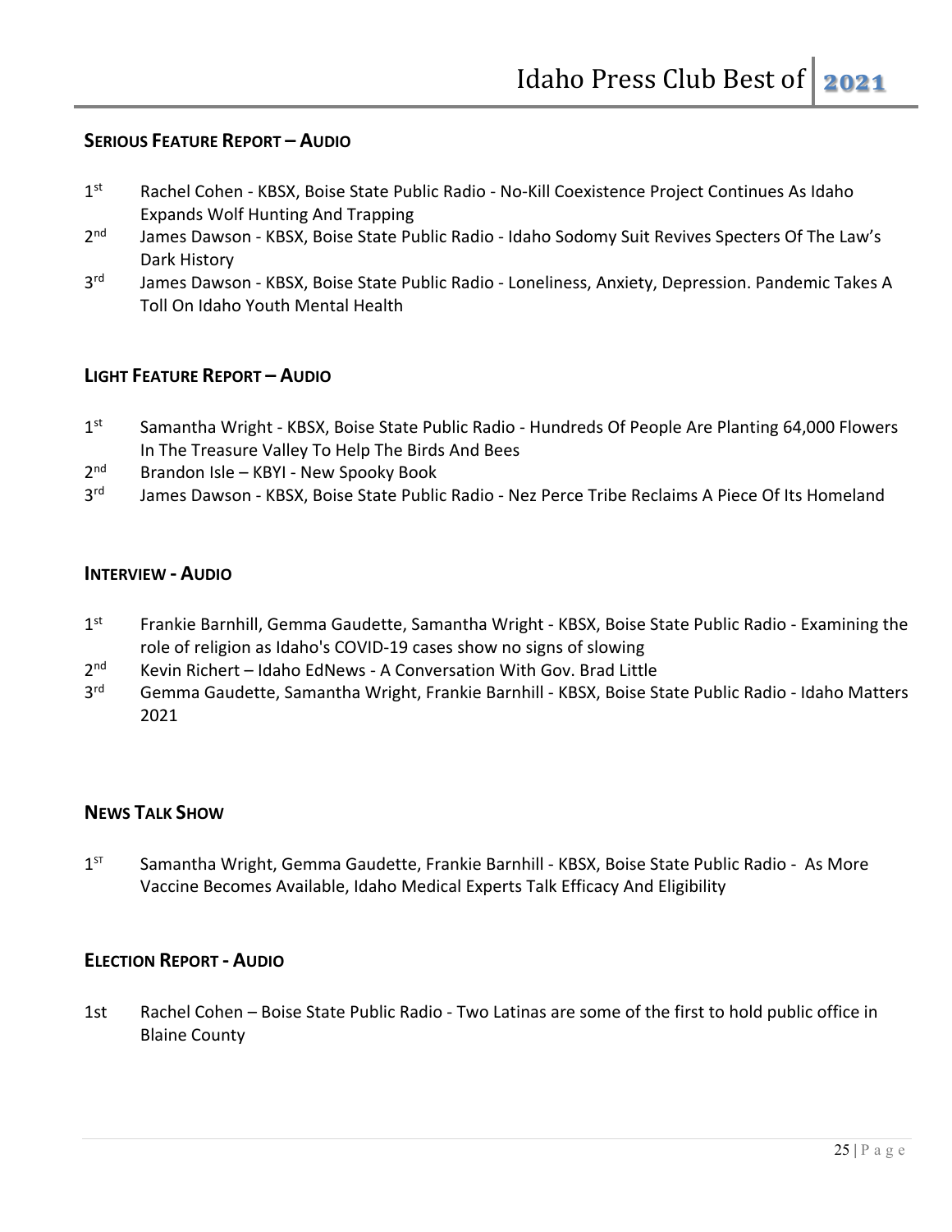## Serious Feature Report – Audio

1st Rachel Cohen - KBSX, Boise State Public Radio - No-Kill Coexistence Project Continues As Idaho Expands Wolf Hunting And Trapping
2nd James Dawson - KBSX, Boise State Public Radio - Idaho Sodomy Suit Revives Specters Of The Law's Dark History
3rd James Dawson - KBSX, Boise State Public Radio - Loneliness, Anxiety, Depression. Pandemic Takes A Toll On Idaho Youth Mental Health

## Light Feature Report – Audio

1st Samantha Wright - KBSX, Boise State Public Radio - Hundreds Of People Are Planting 64,000 Flowers In The Treasure Valley To Help The Birds And Bees
2nd Brandon Isle – KBYI - New Spooky Book
3rd James Dawson - KBSX, Boise State Public Radio - Nez Perce Tribe Reclaims A Piece Of Its Homeland

## Interview - Audio

1st Frankie Barnhill, Gemma Gaudette, Samantha Wright - KBSX, Boise State Public Radio - Examining the role of religion as Idaho's COVID-19 cases show no signs of slowing
2nd Kevin Richert – Idaho EdNews - A Conversation With Gov. Brad Little
3rd Gemma Gaudette, Samantha Wright, Frankie Barnhill - KBSX, Boise State Public Radio - Idaho Matters 2021

## News Talk Show

1ST Samantha Wright, Gemma Gaudette, Frankie Barnhill - KBSX, Boise State Public Radio - As More Vaccine Becomes Available, Idaho Medical Experts Talk Efficacy And Eligibility

## Election Report - Audio

1st Rachel Cohen – Boise State Public Radio - Two Latinas are some of the first to hold public office in Blaine County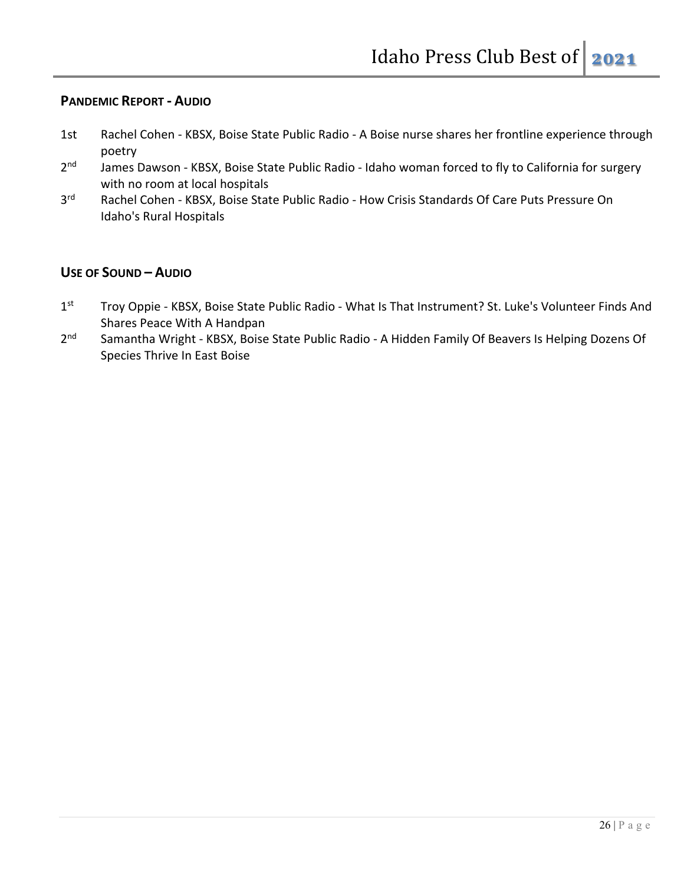## Pandemic Report - Audio

1st Rachel Cohen - KBSX, Boise State Public Radio - A Boise nurse shares her frontline experience through poetry

2nd James Dawson - KBSX, Boise State Public Radio - Idaho woman forced to fly to California for surgery with no room at local hospitals

3rd Rachel Cohen - KBSX, Boise State Public Radio - How Crisis Standards Of Care Puts Pressure On Idaho's Rural Hospitals

## Use of Sound – Audio

1st Troy Oppie - KBSX, Boise State Public Radio - What Is That Instrument? St. Luke's Volunteer Finds And Shares Peace With A Handpan

2nd Samantha Wright - KBSX, Boise State Public Radio - A Hidden Family Of Beavers Is Helping Dozens Of Species Thrive In East Boise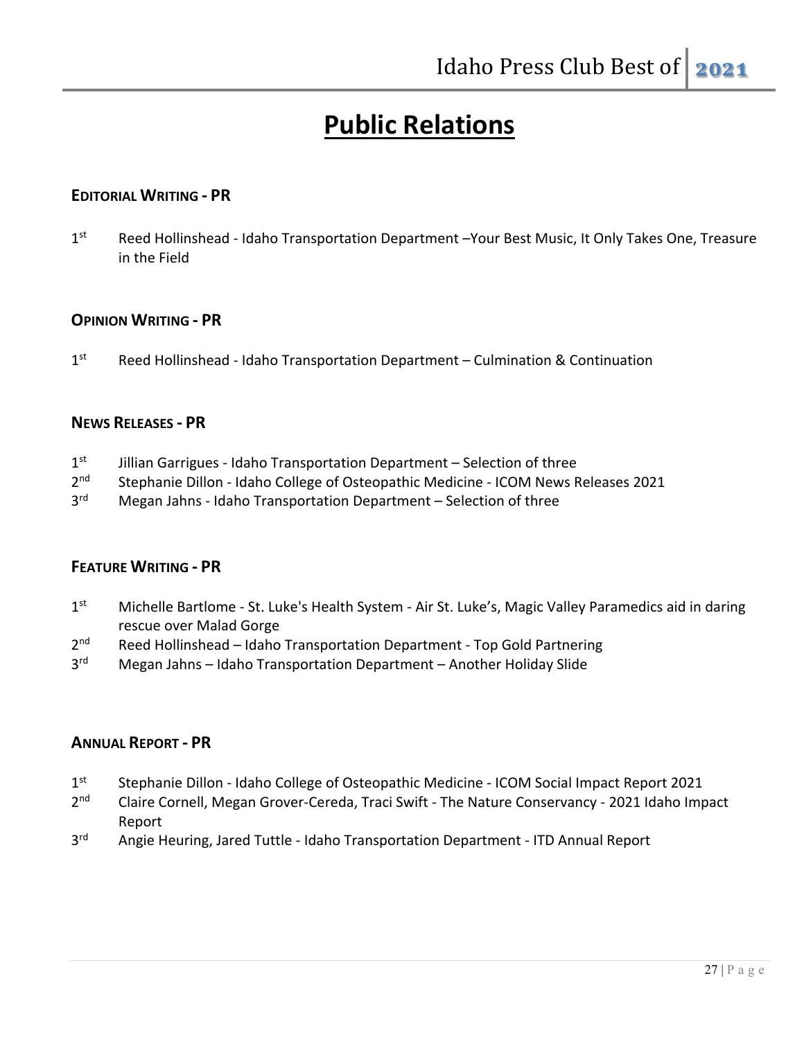# Public Relations

### EDITORIAL WRITING - PR

1st Reed Hollinshead - Idaho Transportation Department –Your Best Music, It Only Takes One, Treasure in the Field

### OPINION WRITING - PR

1st Reed Hollinshead - Idaho Transportation Department – Culmination & Continuation

### NEWS RELEASES - PR

1st Jillian Garrigues - Idaho Transportation Department – Selection of three
2nd Stephanie Dillon - Idaho College of Osteopathic Medicine - ICOM News Releases 2021
3rd Megan Jahns - Idaho Transportation Department – Selection of three

### FEATURE WRITING - PR

1st Michelle Bartlome - St. Luke's Health System - Air St. Luke's, Magic Valley Paramedics aid in daring rescue over Malad Gorge
2nd Reed Hollinshead – Idaho Transportation Department - Top Gold Partnering
3rd Megan Jahns – Idaho Transportation Department – Another Holiday Slide

### ANNUAL REPORT - PR

1st Stephanie Dillon - Idaho College of Osteopathic Medicine - ICOM Social Impact Report 2021
2nd Claire Cornell, Megan Grover-Cereda, Traci Swift - The Nature Conservancy - 2021 Idaho Impact Report
3rd Angie Heuring, Jared Tuttle - Idaho Transportation Department - ITD Annual Report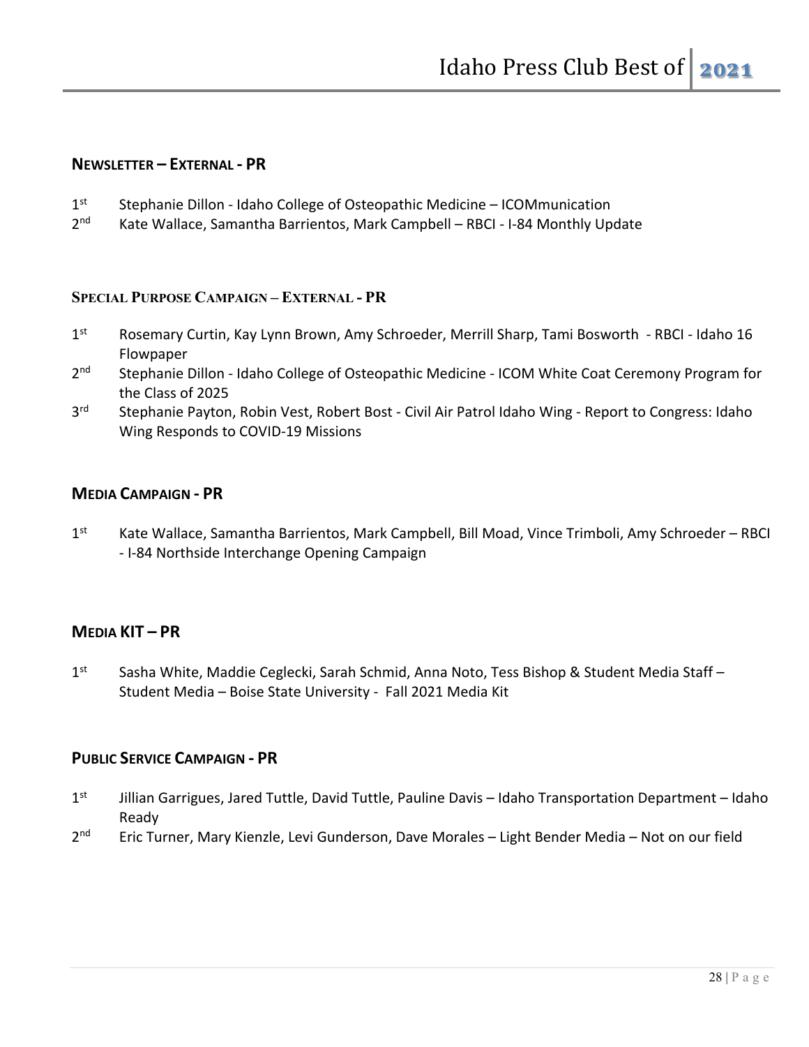## NEWSLETTER – EXTERNAL - PR

1st Stephanie Dillon - Idaho College of Osteopathic Medicine – ICOMmunication
2nd Kate Wallace, Samantha Barrientos, Mark Campbell – RBCI - I-84 Monthly Update

## SPECIAL PURPOSE CAMPAIGN – EXTERNAL - PR

1st Rosemary Curtin, Kay Lynn Brown, Amy Schroeder, Merrill Sharp, Tami Bosworth - RBCI - Idaho 16 Flowpaper
2nd Stephanie Dillon - Idaho College of Osteopathic Medicine - ICOM White Coat Ceremony Program for the Class of 2025
3rd Stephanie Payton, Robin Vest, Robert Bost - Civil Air Patrol Idaho Wing - Report to Congress: Idaho Wing Responds to COVID-19 Missions

## MEDIA CAMPAIGN - PR

1st Kate Wallace, Samantha Barrientos, Mark Campbell, Bill Moad, Vince Trimboli, Amy Schroeder – RBCI - I-84 Northside Interchange Opening Campaign

## MEDIA KIT – PR

1st Sasha White, Maddie Ceglecki, Sarah Schmid, Anna Noto, Tess Bishop & Student Media Staff – Student Media – Boise State University - Fall 2021 Media Kit

## PUBLIC SERVICE CAMPAIGN - PR

1st Jillian Garrigues, Jared Tuttle, David Tuttle, Pauline Davis – Idaho Transportation Department – Idaho Ready
2nd Eric Turner, Mary Kienzle, Levi Gunderson, Dave Morales – Light Bender Media – Not on our field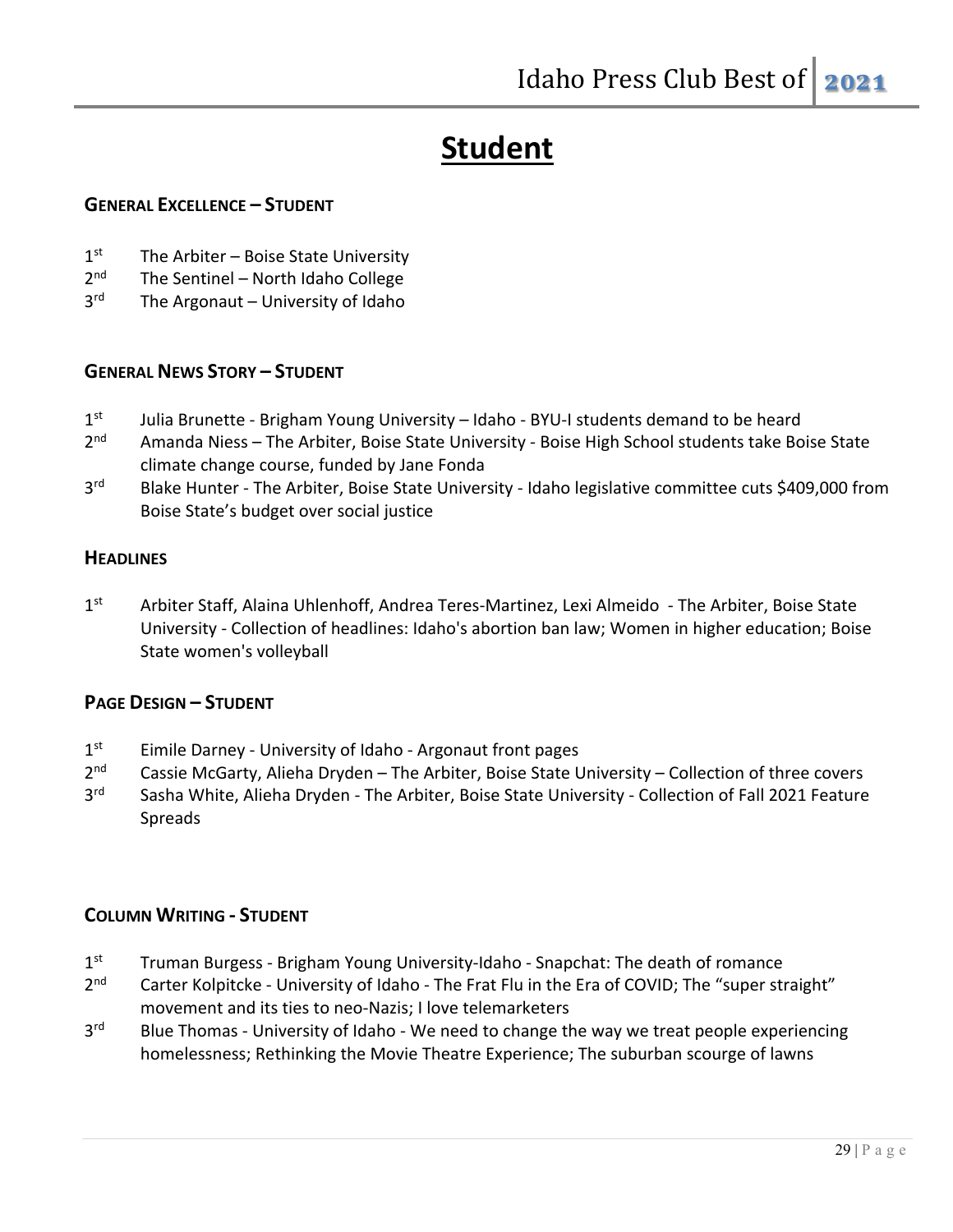# Student

### General Excellence – Student

1st The Arbiter – Boise State University
2nd The Sentinel – North Idaho College
3rd The Argonaut – University of Idaho

### General News Story – Student

1st Julia Brunette - Brigham Young University – Idaho - BYU-I students demand to be heard
2nd Amanda Niess – The Arbiter, Boise State University - Boise High School students take Boise State climate change course, funded by Jane Fonda
3rd Blake Hunter - The Arbiter, Boise State University - Idaho legislative committee cuts $409,000 from Boise State's budget over social justice

### Headlines

1st Arbiter Staff, Alaina Uhlenhoff, Andrea Teres-Martinez, Lexi Almeido - The Arbiter, Boise State University - Collection of headlines: Idaho's abortion ban law; Women in higher education; Boise State women's volleyball

### Page Design – Student

1st Eimile Darney - University of Idaho - Argonaut front pages
2nd Cassie McGarty, Alieha Dryden – The Arbiter, Boise State University – Collection of three covers
3rd Sasha White, Alieha Dryden - The Arbiter, Boise State University - Collection of Fall 2021 Feature Spreads

### Column Writing - Student

1st Truman Burgess - Brigham Young University-Idaho - Snapchat: The death of romance
2nd Carter Kolpitcke - University of Idaho - The Frat Flu in the Era of COVID; The "super straight" movement and its ties to neo-Nazis; I love telemarketers
3rd Blue Thomas - University of Idaho - We need to change the way we treat people experiencing homelessness; Rethinking the Movie Theatre Experience; The suburban scourge of lawns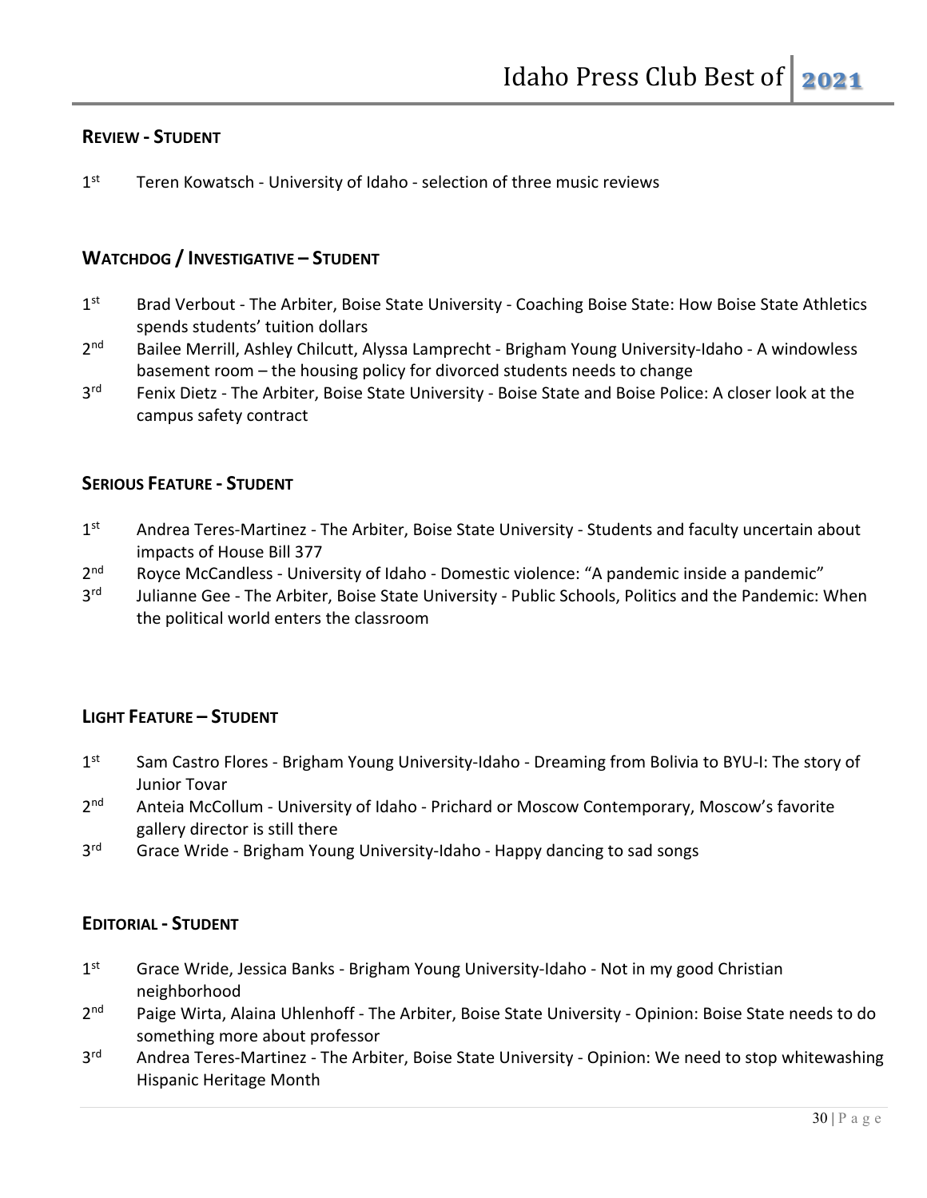## REVIEW - STUDENT

1st Teren Kowatsch - University of Idaho - selection of three music reviews

## WATCHDOG / INVESTIGATIVE – STUDENT

1st Brad Verbout - The Arbiter, Boise State University - Coaching Boise State: How Boise State Athletics spends students' tuition dollars

2nd Bailee Merrill, Ashley Chilcutt, Alyssa Lamprecht - Brigham Young University-Idaho - A windowless basement room – the housing policy for divorced students needs to change

3rd Fenix Dietz - The Arbiter, Boise State University - Boise State and Boise Police: A closer look at the campus safety contract

## SERIOUS FEATURE - STUDENT

1st Andrea Teres-Martinez - The Arbiter, Boise State University - Students and faculty uncertain about impacts of House Bill 377

2nd Royce McCandless - University of Idaho - Domestic violence: "A pandemic inside a pandemic"

3rd Julianne Gee - The Arbiter, Boise State University - Public Schools, Politics and the Pandemic: When the political world enters the classroom

## LIGHT FEATURE – STUDENT

1st Sam Castro Flores - Brigham Young University-Idaho - Dreaming from Bolivia to BYU-I: The story of Junior Tovar

2nd Anteia McCollum - University of Idaho - Prichard or Moscow Contemporary, Moscow's favorite gallery director is still there

3rd Grace Wride - Brigham Young University-Idaho - Happy dancing to sad songs

## EDITORIAL - STUDENT

1st Grace Wride, Jessica Banks - Brigham Young University-Idaho - Not in my good Christian neighborhood

2nd Paige Wirta, Alaina Uhlenhoff - The Arbiter, Boise State University - Opinion: Boise State needs to do something more about professor

3rd Andrea Teres-Martinez - The Arbiter, Boise State University - Opinion: We need to stop whitewashing Hispanic Heritage Month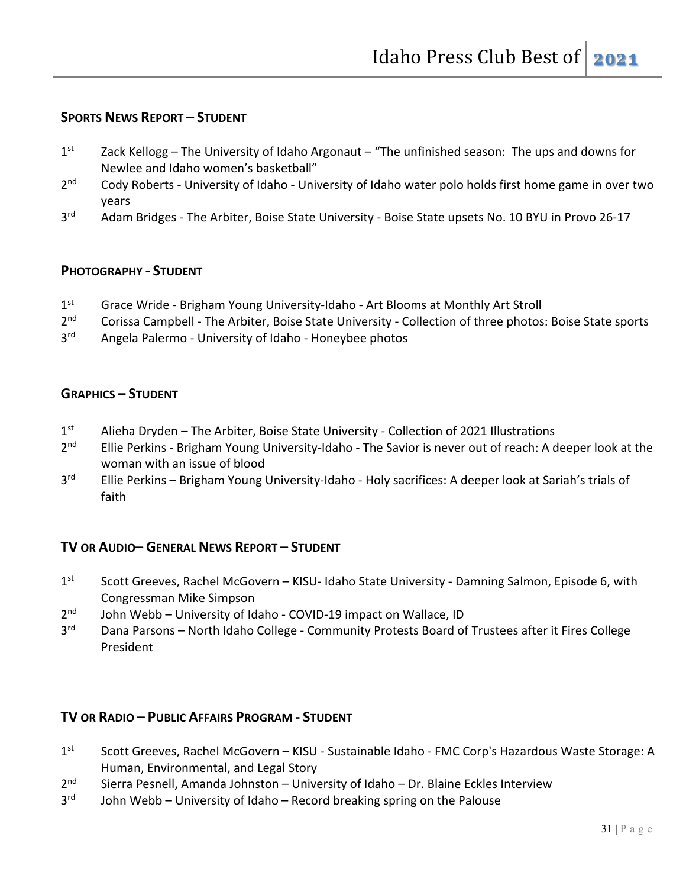## Sports News Report – Student

1st Zack Kellogg – The University of Idaho Argonaut – "The unfinished season: The ups and downs for Newlee and Idaho women's basketball"
2nd Cody Roberts - University of Idaho - University of Idaho water polo holds first home game in over two years
3rd Adam Bridges - The Arbiter, Boise State University - Boise State upsets No. 10 BYU in Provo 26-17

## Photography - Student

1st Grace Wride - Brigham Young University-Idaho - Art Blooms at Monthly Art Stroll
2nd Corissa Campbell - The Arbiter, Boise State University - Collection of three photos: Boise State sports
3rd Angela Palermo - University of Idaho - Honeybee photos

## Graphics – Student

1st Alieha Dryden – The Arbiter, Boise State University - Collection of 2021 Illustrations
2nd Ellie Perkins - Brigham Young University-Idaho - The Savior is never out of reach: A deeper look at the woman with an issue of blood
3rd Ellie Perkins – Brigham Young University-Idaho - Holy sacrifices: A deeper look at Sariah's trials of faith

## TV or Audio– General News Report – Student

1st Scott Greeves, Rachel McGovern – KISU- Idaho State University - Damning Salmon, Episode 6, with Congressman Mike Simpson
2nd John Webb – University of Idaho - COVID-19 impact on Wallace, ID
3rd Dana Parsons – North Idaho College - Community Protests Board of Trustees after it Fires College President

## TV or Radio – Public Affairs Program - Student

1st Scott Greeves, Rachel McGovern – KISU - Sustainable Idaho - FMC Corp's Hazardous Waste Storage: A Human, Environmental, and Legal Story
2nd Sierra Pesnell, Amanda Johnston – University of Idaho – Dr. Blaine Eckles Interview
3rd John Webb – University of Idaho – Record breaking spring on the Palouse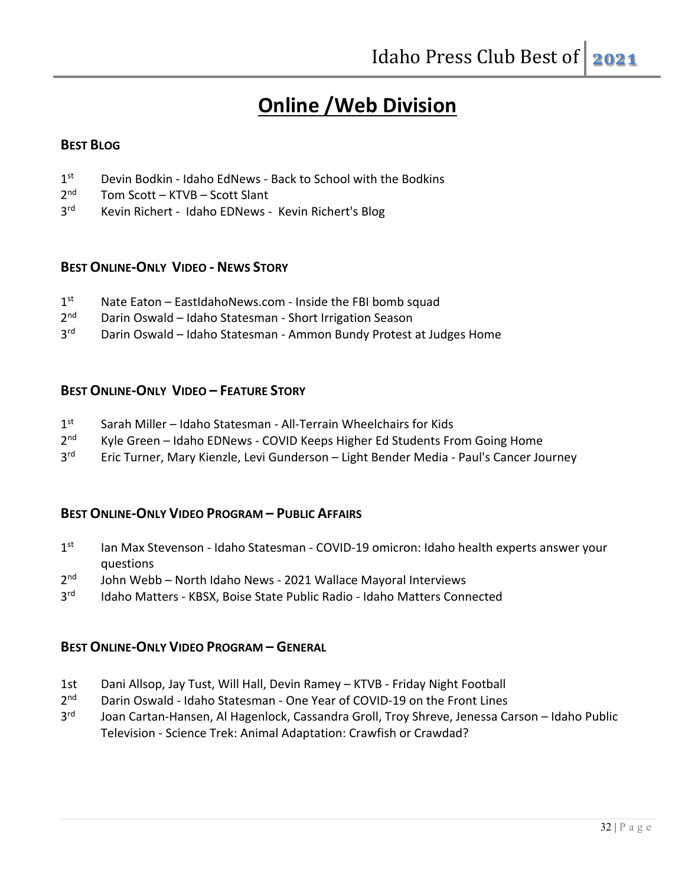# Online /Web Division

### Best Blog

1st Devin Bodkin - Idaho EdNews - Back to School with the Bodkins
2nd Tom Scott – KTVB – Scott Slant
3rd Kevin Richert - Idaho EDNews - Kevin Richert's Blog

### Best Online-Only Video - News Story

1st Nate Eaton – EastIdahoNews.com - Inside the FBI bomb squad
2nd Darin Oswald – Idaho Statesman - Short Irrigation Season
3rd Darin Oswald – Idaho Statesman - Ammon Bundy Protest at Judges Home

### Best Online-Only Video – Feature Story

1st Sarah Miller – Idaho Statesman - All-Terrain Wheelchairs for Kids
2nd Kyle Green – Idaho EDNews - COVID Keeps Higher Ed Students From Going Home
3rd Eric Turner, Mary Kienzle, Levi Gunderson – Light Bender Media - Paul's Cancer Journey

### Best Online-Only Video Program – Public Affairs

1st Ian Max Stevenson - Idaho Statesman - COVID-19 omicron: Idaho health experts answer your questions
2nd John Webb – North Idaho News - 2021 Wallace Mayoral Interviews
3rd Idaho Matters - KBSX, Boise State Public Radio - Idaho Matters Connected

### Best Online-Only Video Program – General

1st Dani Allsop, Jay Tust, Will Hall, Devin Ramey – KTVB - Friday Night Football
2nd Darin Oswald - Idaho Statesman - One Year of COVID-19 on the Front Lines
3rd Joan Cartan-Hansen, Al Hagenlock, Cassandra Groll, Troy Shreve, Jenessa Carson – Idaho Public Television - Science Trek: Animal Adaptation: Crawfish or Crawdad?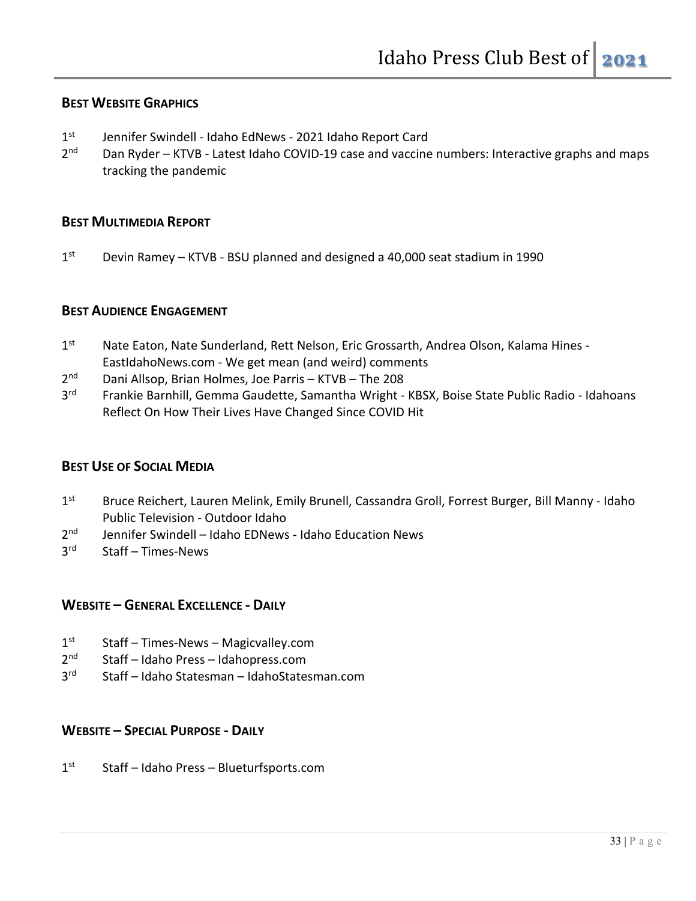## BEST WEBSITE GRAPHICS

1st Jennifer Swindell - Idaho EdNews - 2021 Idaho Report Card
2nd Dan Ryder – KTVB - Latest Idaho COVID-19 case and vaccine numbers: Interactive graphs and maps tracking the pandemic

## BEST MULTIMEDIA REPORT

1st Devin Ramey – KTVB - BSU planned and designed a 40,000 seat stadium in 1990

## BEST AUDIENCE ENGAGEMENT

1st Nate Eaton, Nate Sunderland, Rett Nelson, Eric Grossarth, Andrea Olson, Kalama Hines - EastIdahoNews.com - We get mean (and weird) comments
2nd Dani Allsop, Brian Holmes, Joe Parris – KTVB – The 208
3rd Frankie Barnhill, Gemma Gaudette, Samantha Wright - KBSX, Boise State Public Radio - Idahoans Reflect On How Their Lives Have Changed Since COVID Hit

## BEST USE OF SOCIAL MEDIA

1st Bruce Reichert, Lauren Melink, Emily Brunell, Cassandra Groll, Forrest Burger, Bill Manny - Idaho Public Television - Outdoor Idaho
2nd Jennifer Swindell – Idaho EDNews - Idaho Education News
3rd Staff – Times-News

## WEBSITE – GENERAL EXCELLENCE - DAILY

1st Staff – Times-News – Magicvalley.com
2nd Staff – Idaho Press – Idahopress.com
3rd Staff – Idaho Statesman – IdahoStatesman.com

## WEBSITE – SPECIAL PURPOSE - DAILY

1st Staff – Idaho Press – Blueturfsports.com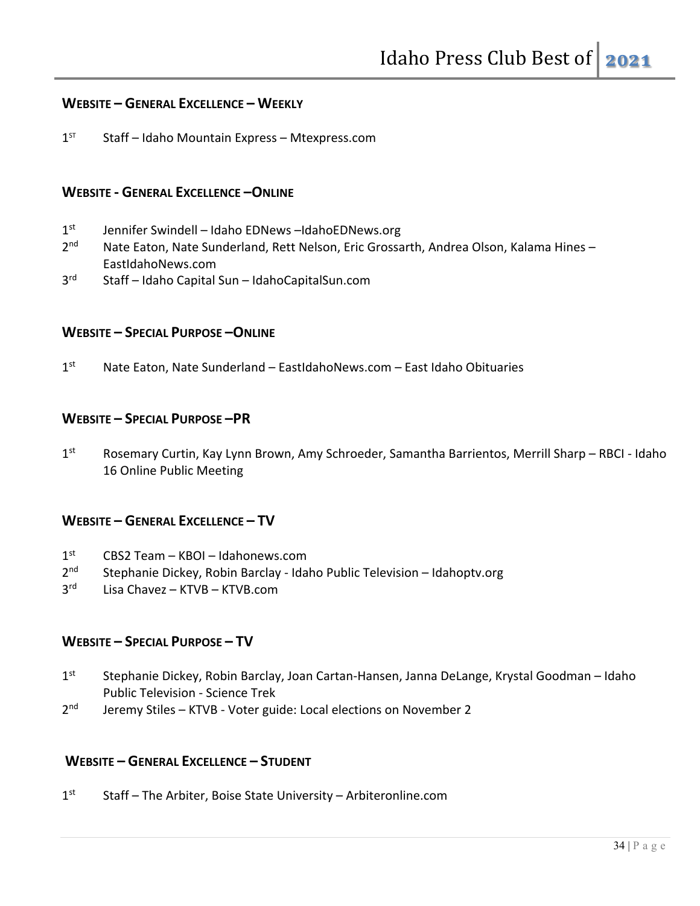## Website – General Excellence – Weekly

1st Staff – Idaho Mountain Express – Mtexpress.com

## Website - General Excellence –Online

1st Jennifer Swindell – Idaho EDNews –IdahoEDNews.org
2nd Nate Eaton, Nate Sunderland, Rett Nelson, Eric Grossarth, Andrea Olson, Kalama Hines – EastIdahoNews.com
3rd Staff – Idaho Capital Sun – IdahoCapitalSun.com

## Website – Special Purpose –Online

1st Nate Eaton, Nate Sunderland – EastIdahoNews.com – East Idaho Obituaries

## Website – Special Purpose –PR

1st Rosemary Curtin, Kay Lynn Brown, Amy Schroeder, Samantha Barrientos, Merrill Sharp – RBCI - Idaho 16 Online Public Meeting

## Website – General Excellence – TV

1st CBS2 Team – KBOI – Idahonews.com
2nd Stephanie Dickey, Robin Barclay - Idaho Public Television – Idahoptv.org
3rd Lisa Chavez – KTVB – KTVB.com

## Website – Special Purpose – TV

1st Stephanie Dickey, Robin Barclay, Joan Cartan-Hansen, Janna DeLange, Krystal Goodman – Idaho Public Television - Science Trek
2nd Jeremy Stiles – KTVB - Voter guide: Local elections on November 2

## Website – General Excellence – Student

1st Staff – The Arbiter, Boise State University – Arbiteronline.com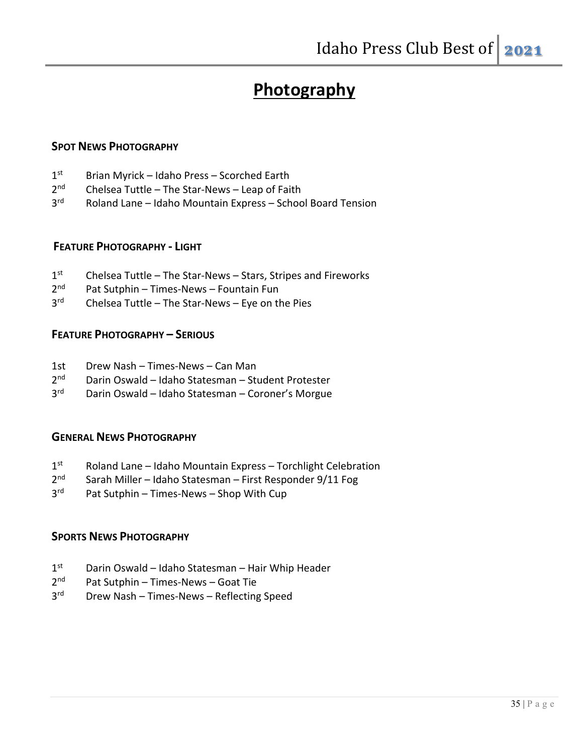# Photography

### Spot News Photography

1st Brian Myrick – Idaho Press – Scorched Earth
2nd Chelsea Tuttle – The Star-News – Leap of Faith
3rd Roland Lane – Idaho Mountain Express – School Board Tension

### Feature Photography - Light

1st Chelsea Tuttle – The Star-News – Stars, Stripes and Fireworks
2nd Pat Sutphin – Times-News – Fountain Fun
3rd Chelsea Tuttle – The Star-News – Eye on the Pies

### Feature Photography – Serious

1st Drew Nash – Times-News – Can Man
2nd Darin Oswald – Idaho Statesman – Student Protester
3rd Darin Oswald – Idaho Statesman – Coroner's Morgue

### General News Photography

1st Roland Lane – Idaho Mountain Express – Torchlight Celebration
2nd Sarah Miller – Idaho Statesman – First Responder 9/11 Fog
3rd Pat Sutphin – Times-News – Shop With Cup

### Sports News Photography

1st Darin Oswald – Idaho Statesman – Hair Whip Header
2nd Pat Sutphin – Times-News – Goat Tie
3rd Drew Nash – Times-News – Reflecting Speed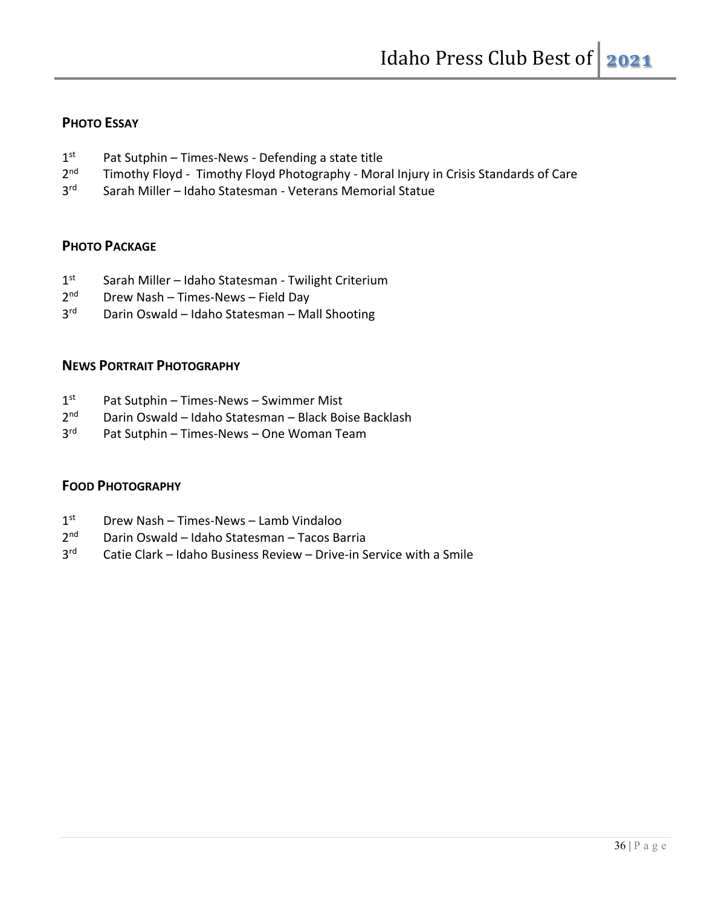## PHOTO ESSAY

1st Pat Sutphin – Times-News - Defending a state title
2nd Timothy Floyd - Timothy Floyd Photography - Moral Injury in Crisis Standards of Care
3rd Sarah Miller – Idaho Statesman - Veterans Memorial Statue

## PHOTO PACKAGE

1st Sarah Miller – Idaho Statesman - Twilight Criterium
2nd Drew Nash – Times-News – Field Day
3rd Darin Oswald – Idaho Statesman – Mall Shooting

## NEWS PORTRAIT PHOTOGRAPHY

1st Pat Sutphin – Times-News – Swimmer Mist
2nd Darin Oswald – Idaho Statesman – Black Boise Backlash
3rd Pat Sutphin – Times-News – One Woman Team

## FOOD PHOTOGRAPHY

1st Drew Nash – Times-News – Lamb Vindaloo
2nd Darin Oswald – Idaho Statesman – Tacos Barria
3rd Catie Clark – Idaho Business Review – Drive-in Service with a Smile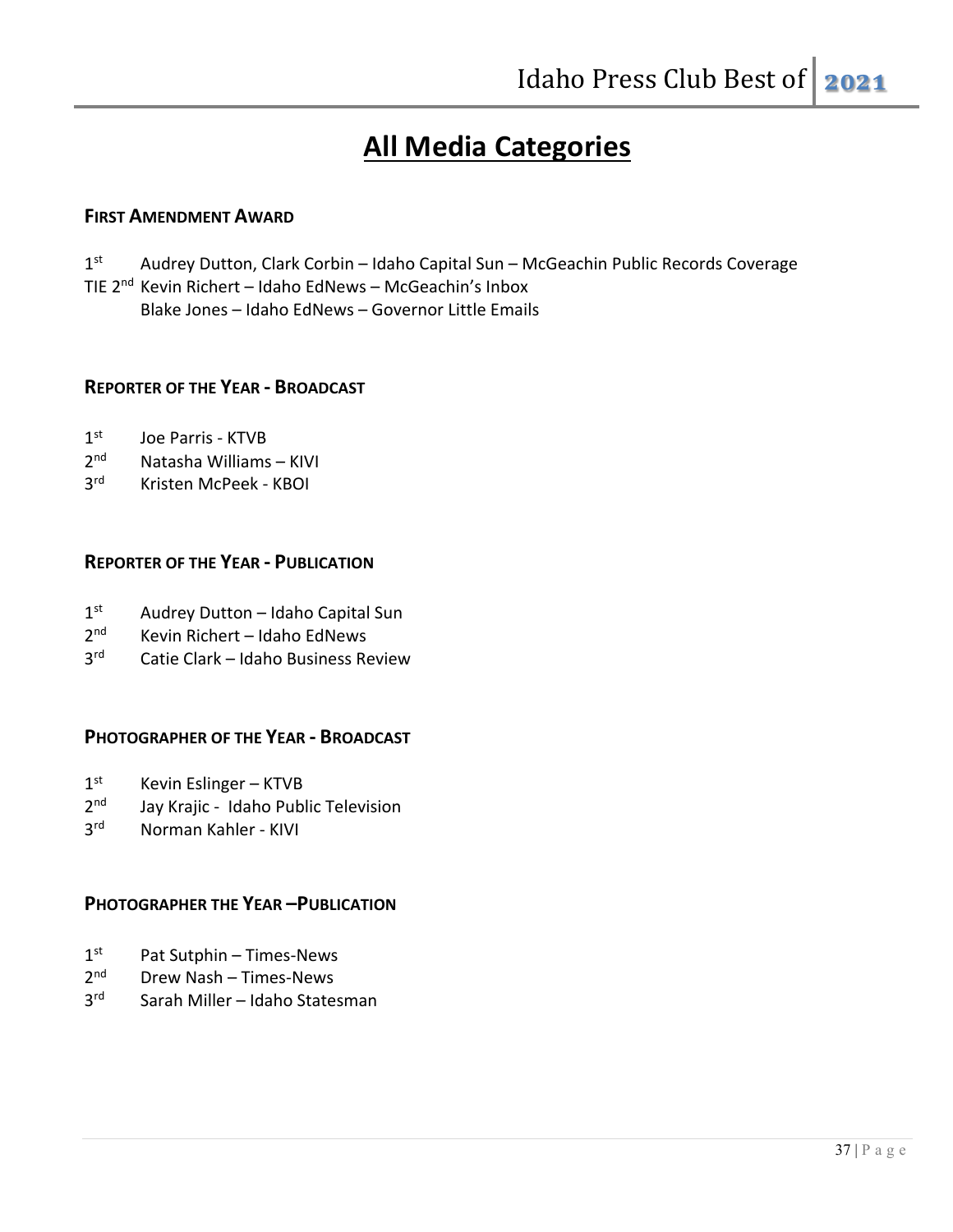# All Media Categories

### FIRST AMENDMENT AWARD

1st Audrey Dutton, Clark Corbin – Idaho Capital Sun – McGeachin Public Records Coverage
TIE 2nd Kevin Richert – Idaho EdNews – McGeachin's Inbox
Blake Jones – Idaho EdNews – Governor Little Emails

### REPORTER OF THE YEAR - BROADCAST

1st Joe Parris - KTVB
2nd Natasha Williams – KIVI
3rd Kristen McPeek - KBOI

### REPORTER OF THE YEAR - PUBLICATION

1st Audrey Dutton – Idaho Capital Sun
2nd Kevin Richert – Idaho EdNews
3rd Catie Clark – Idaho Business Review

### PHOTOGRAPHER OF THE YEAR - BROADCAST

1st Kevin Eslinger – KTVB
2nd Jay Krajic - Idaho Public Television
3rd Norman Kahler - KIVI

### PHOTOGRAPHER THE YEAR –PUBLICATION

1st Pat Sutphin – Times-News
2nd Drew Nash – Times-News
3rd Sarah Miller – Idaho Statesman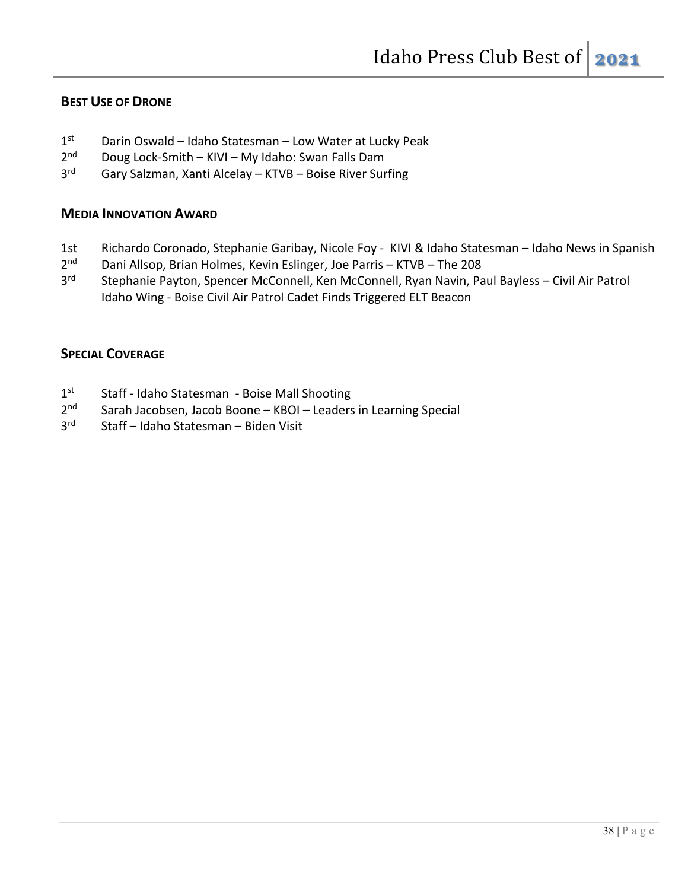### Best Use of Drone

1st Darin Oswald – Idaho Statesman – Low Water at Lucky Peak
2nd Doug Lock-Smith – KIVI – My Idaho: Swan Falls Dam
3rd Gary Salzman, Xanti Alcelay – KTVB – Boise River Surfing

### Media Innovation Award

1st Richardo Coronado, Stephanie Garibay, Nicole Foy - KIVI & Idaho Statesman – Idaho News in Spanish
2nd Dani Allsop, Brian Holmes, Kevin Eslinger, Joe Parris – KTVB – The 208
3rd Stephanie Payton, Spencer McConnell, Ken McConnell, Ryan Navin, Paul Bayless – Civil Air Patrol Idaho Wing - Boise Civil Air Patrol Cadet Finds Triggered ELT Beacon

### Special Coverage

1st Staff - Idaho Statesman - Boise Mall Shooting
2nd Sarah Jacobsen, Jacob Boone – KBOI – Leaders in Learning Special
3rd Staff – Idaho Statesman – Biden Visit